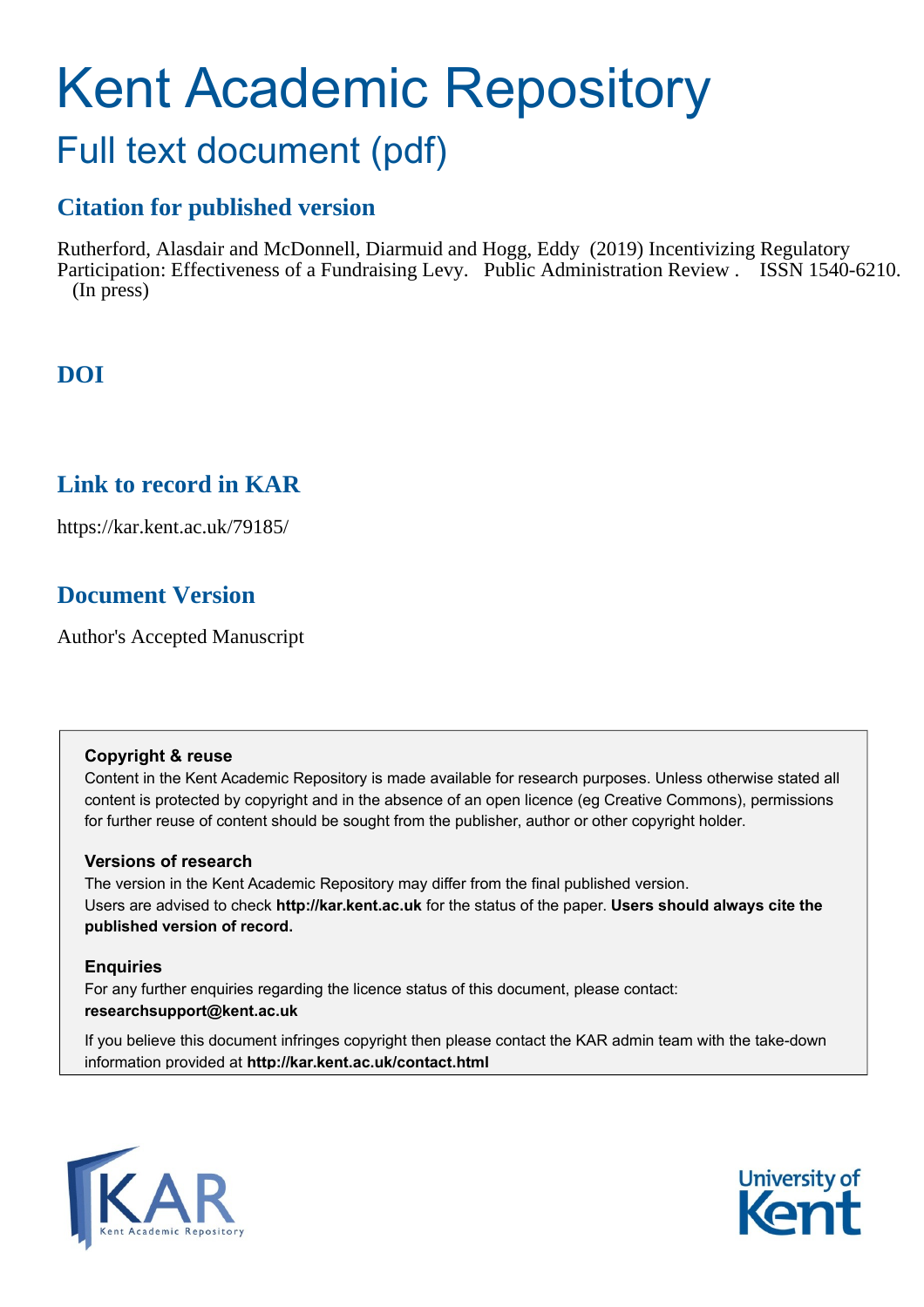# Kent Academic Repository

## Full text document (pdf)

## Citation for published version

Rutherford, Alasdair and McDonnell, Diarmuid and Hogg, Eddy (2019) Incentivizing Regulatory Participation: Effectiveness of a Fundraising Levy. Public Administration Review . ISSN 1540-6210. (In press)

## DOI

## Link to record in KAR

https://kar.kent.ac.uk/79185/

## Document Version

Author's Accepted Manuscript

**Copyright & reuse**

Content in the Kent Academic Repository is made available for research purposes. Unless otherwise stated all content is protected by copyright and in the absence of an open licence (eg Creative Commons), permissions for further reuse of content should be sought from the publisher, author or other copyright holder.

**Versions of research**

The version in the Kent Academic Repository may differ from the final published version. Users are advised to check **http://kar.kent.ac.uk** for the status of the paper. **Users should always cite the published version of record.**

**Enquiries**

For any further enquiries regarding the licence status of this document, please contact: **researchsupport@kent.ac.uk**

If you believe this document infringes copyright then please contact the KAR admin team with the take-down information provided at **http://kar.kent.ac.uk/contact.html**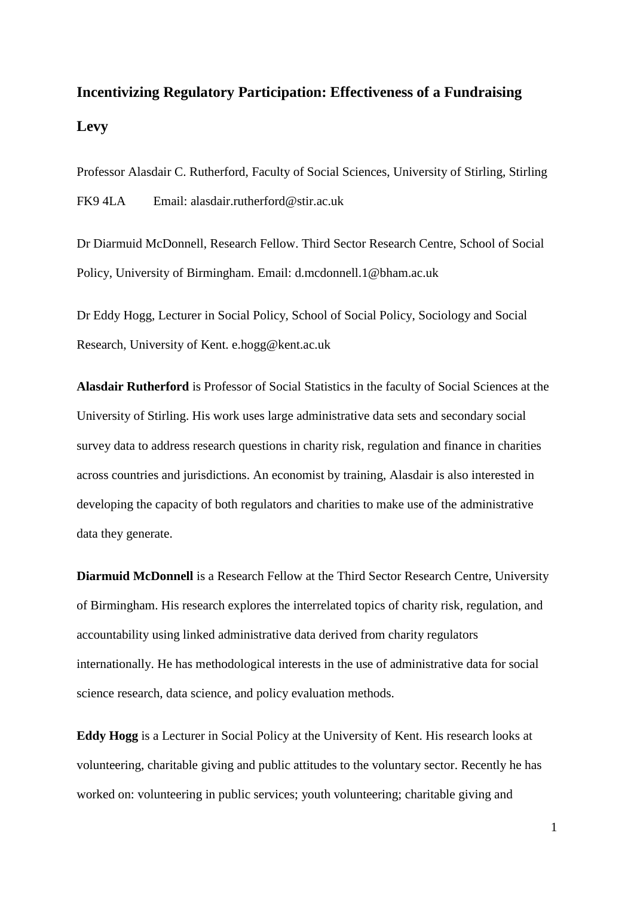# Incentivizing Regulatory Participation: Effectiveness of a Fundraising Levy

Professor Alasdair C. Rutherford, Faculty of Social Sciences, University of Stirling, Stirling FK9 4LA Email: alasdair.rutherford@stir.ac.uk

Dr Diarmuid McDonnell, Research Fellow. Third Sector Research Centre, School of Social Policy, University of Birmingham. Email: d.mcdonnell.1@bham.ac.uk

Dr Eddy Hogg, Lecturer in Social Policy, School of Social Policy, Sociology and Social Research, University of Kent. e.hogg@kent.ac.uk

**Alasdair Rutherford** is Professor of Social Statistics in the faculty of Social Sciences at the University of Stirling. His work uses large administrative data sets and secondary social survey data to address research questions in charity risk, regulation and finance in charities across countries and jurisdictions. An economist by training, Alasdair is also interested in developing the capacity of both regulators and charities to make use of the administrative data they generate.

**Diarmuid McDonnell** is a Research Fellow at the Third Sector Research Centre, University of Birmingham. His research explores the interrelated topics of charity risk, regulation, and accountability using linked administrative data derived from charity regulators internationally. He has methodological interests in the use of administrative data for social science research, data science, and policy evaluation methods.

**Eddy Hogg** is a Lecturer in Social Policy at the University of Kent. His research looks at volunteering, charitable giving and public attitudes to the voluntary sector. Recently he has worked on: volunteering in public services; youth volunteering; charitable giving and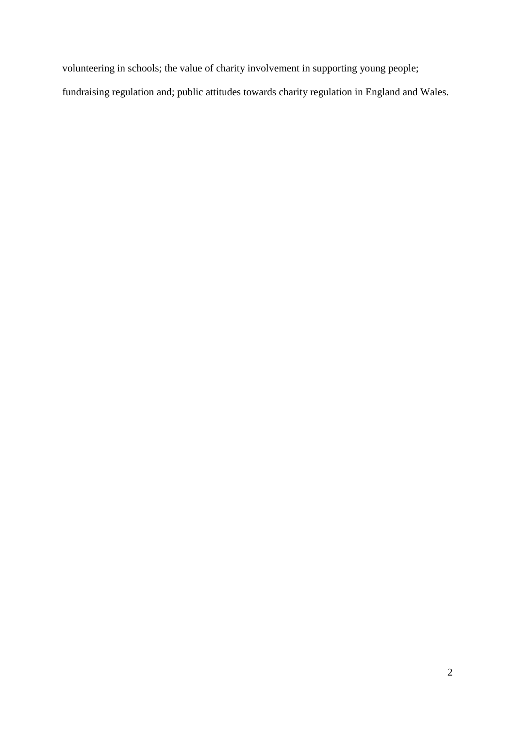volunteering in schools; the value of charity involvement in supporting young people; fundraising regulation and; public attitudes towards charity regulation in England and Wales.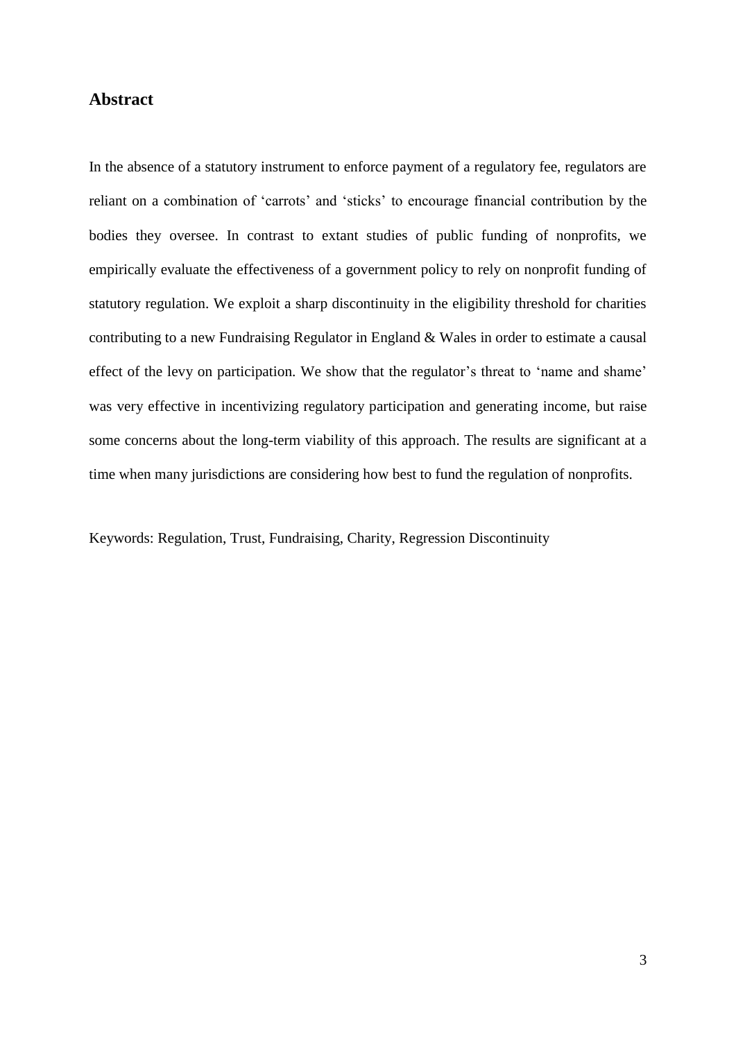## Abstract

In the absence of a statutory instrument to enforce payment of a regulatory fee, regulators are reliant on a combination of 'carrots' and 'sticks' to encourage financial contribution by the bodies they oversee. In contrast to extant studies of public funding of nonprofits, we empirically evaluate the effectiveness of a government policy to rely on nonprofit funding of statutory regulation. We exploit a sharp discontinuity in the eligibility threshold for charities contributing to a new Fundraising Regulator in England & Wales in order to estimate a causal effect of the levy on participation. We show that the regulator's threat to 'name and shame' was very effective in incentivizing regulatory participation and generating income, but raise some concerns about the long-term viability of this approach. The results are significant at a time when many jurisdictions are considering how best to fund the regulation of nonprofits.

Keywords: Regulation, Trust, Fundraising, Charity, Regression Discontinuity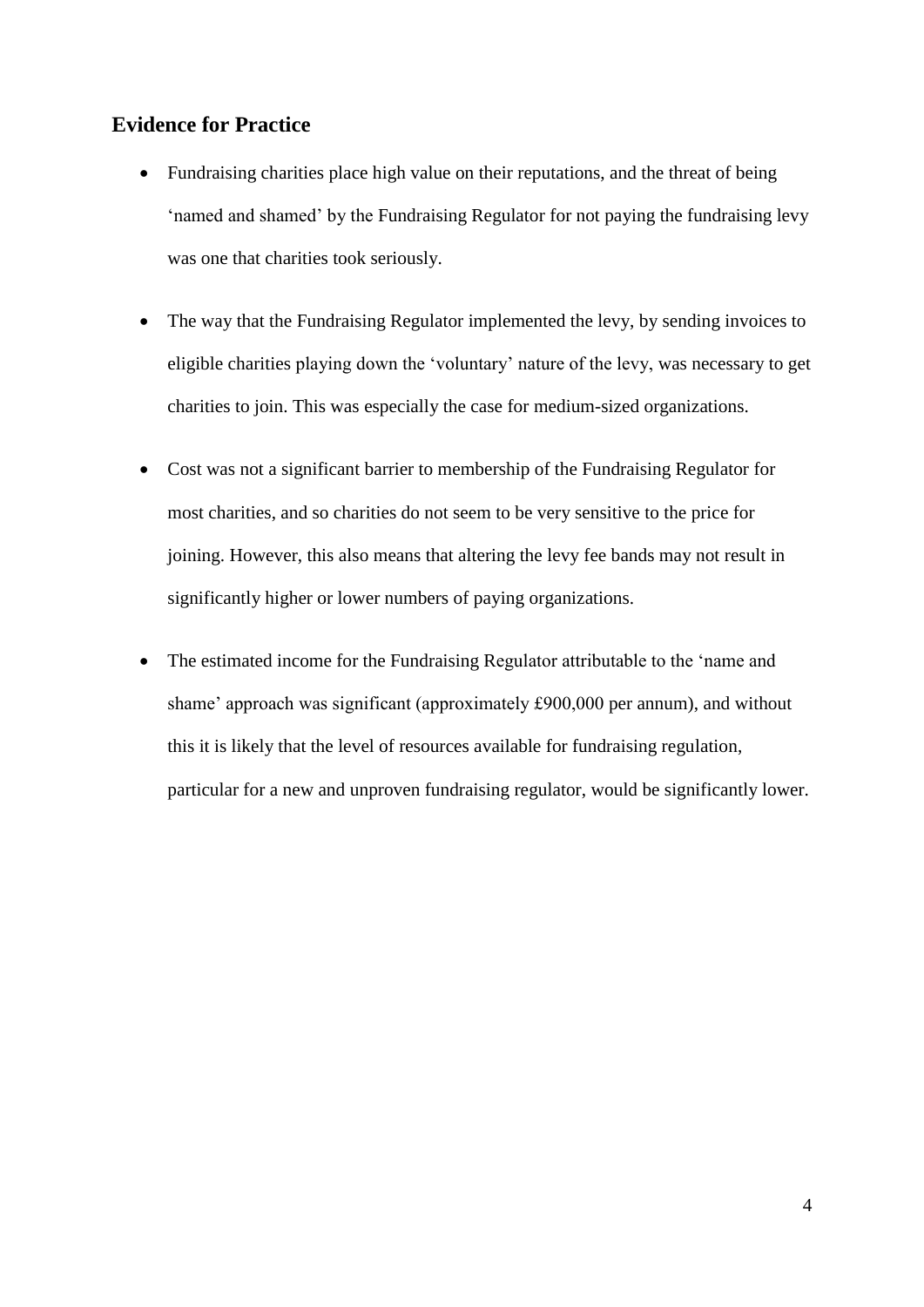## Evidence for Practice

- Fundraising charities place high value on their reputations, and the threat of being 'named and shamed' by the Fundraising Regulator for not paying the fundraising levy was one that charities took seriously.
- The way that the Fundraising Regulator implemented the levy, by sending invoices to eligible charities playing down the 'voluntary' nature of the levy, was necessary to get charities to join. This was especially the case for medium-sized organizations.
- Cost was not a significant barrier to membership of the Fundraising Regulator for most charities, and so charities do not seem to be very sensitive to the price for joining. However, this also means that altering the levy fee bands may not result in significantly higher or lower numbers of paying organizations.
- The estimated income for the Fundraising Regulator attributable to the 'name and shame' approach was significant (approximately £900,000 per annum), and without this it is likely that the level of resources available for fundraising regulation, particular for a new and unproven fundraising regulator, would be significantly lower.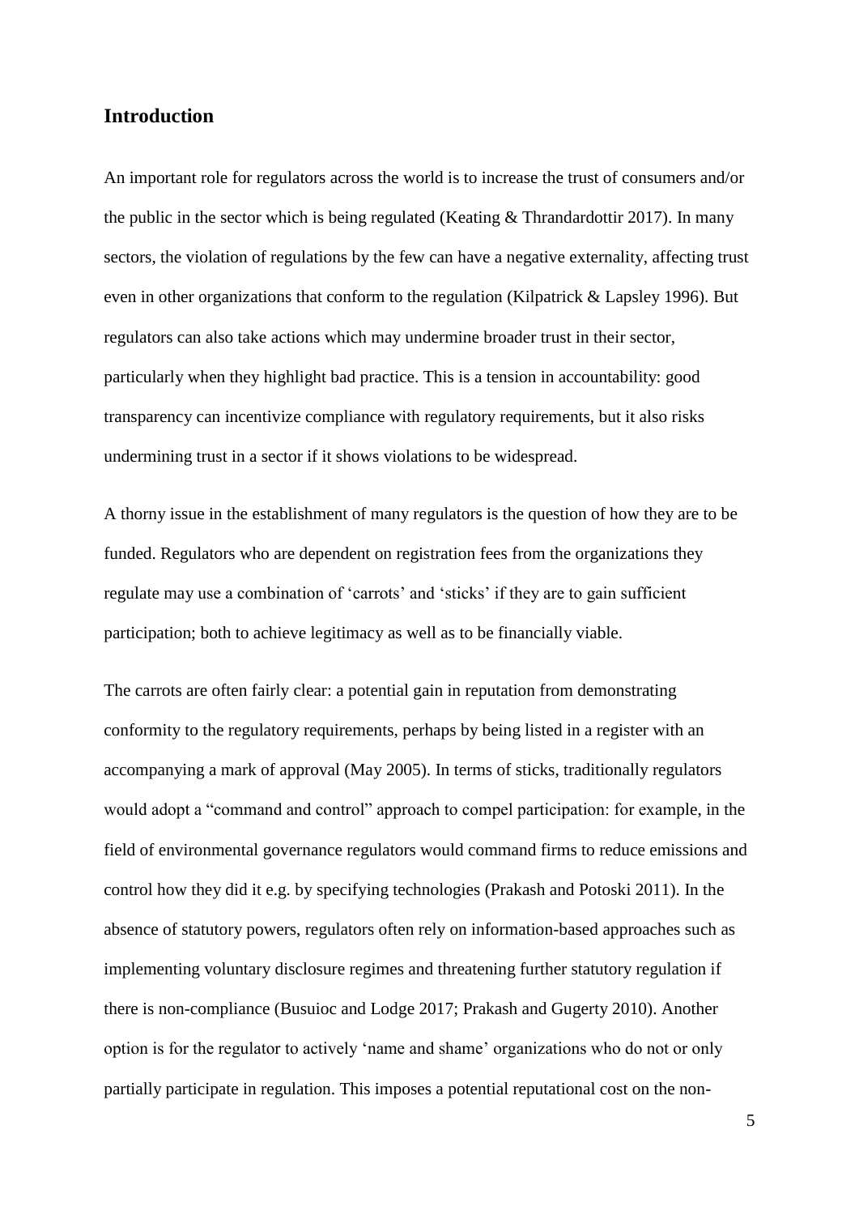## Introduction

An important role for regulators across the world is to increase the trust of consumers and/or the public in the sector which is being regulated (Keating & Thrandardottir 2017). In many sectors, the violation of regulations by the few can have a negative externality, affecting trust even in other organizations that conform to the regulation (Kilpatrick & Lapsley 1996). But regulators can also take actions which may undermine broader trust in their sector, particularly when they highlight bad practice. This is a tension in accountability: good transparency can incentivize compliance with regulatory requirements, but it also risks undermining trust in a sector if it shows violations to be widespread.

A thorny issue in the establishment of many regulators is the question of how they are to be funded. Regulators who are dependent on registration fees from the organizations they regulate may use a combination of 'carrots' and 'sticks' if they are to gain sufficient participation; both to achieve legitimacy as well as to be financially viable.

The carrots are often fairly clear: a potential gain in reputation from demonstrating conformity to the regulatory requirements, perhaps by being listed in a register with an accompanying a mark of approval (May 2005). In terms of sticks, traditionally regulators would adopt a "command and control" approach to compel participation: for example, in the field of environmental governance regulators would command firms to reduce emissions and control how they did it e.g. by specifying technologies (Prakash and Potoski 2011). In the absence of statutory powers, regulators often rely on information-based approaches such as implementing voluntary disclosure regimes and threatening further statutory regulation if there is non-compliance (Busuioc and Lodge 2017; Prakash and Gugerty 2010). Another option is for the regulator to actively 'name and shame' organizations who do not or only partially participate in regulation. This imposes a potential reputational cost on the non-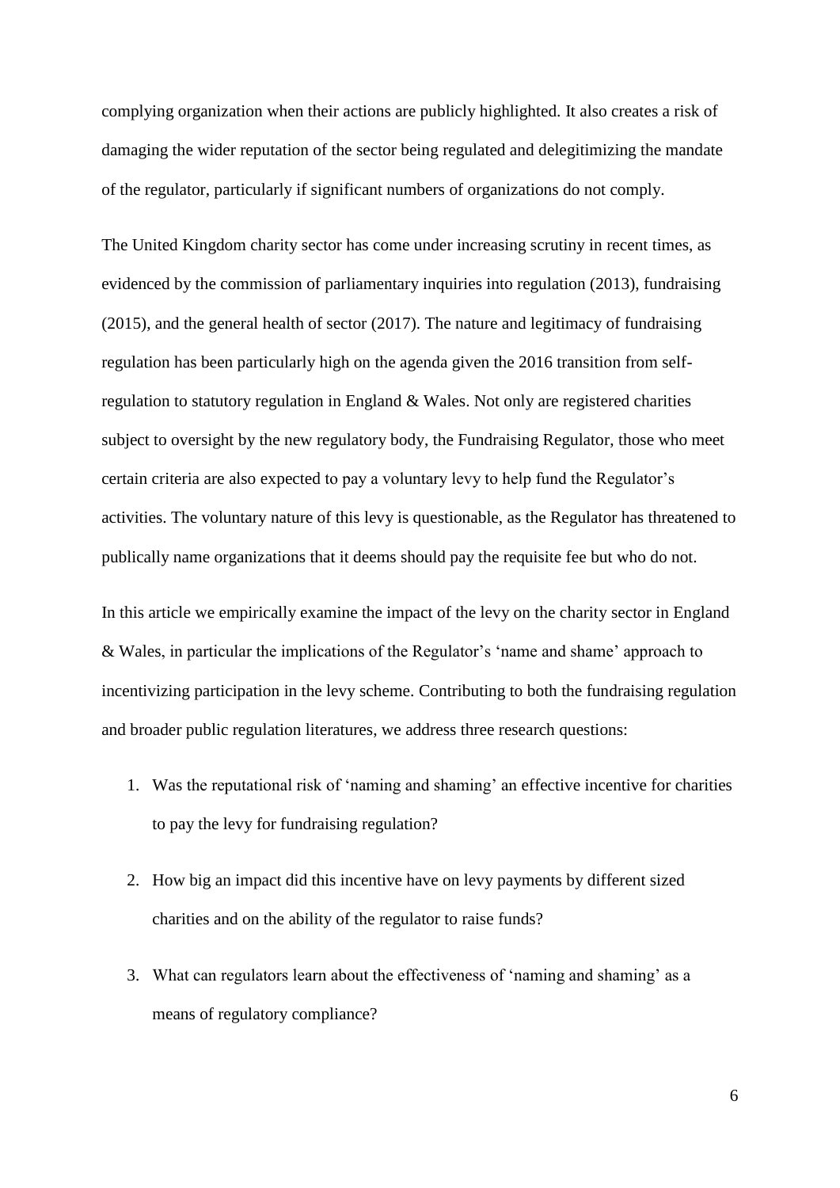complying organization when their actions are publicly highlighted. It also creates a risk of damaging the wider reputation of the sector being regulated and delegitimizing the mandate of the regulator, particularly if significant numbers of organizations do not comply.

The United Kingdom charity sector has come under increasing scrutiny in recent times, as evidenced by the commission of parliamentary inquiries into regulation (2013), fundraising (2015), and the general health of sector (2017). The nature and legitimacy of fundraising regulation has been particularly high on the agenda given the 2016 transition from self-regulation to statutory regulation in England & Wales. Not only are registered charities subject to oversight by the new regulatory body, the Fundraising Regulator, those who meet certain criteria are also expected to pay a voluntary levy to help fund the Regulator's activities. The voluntary nature of this levy is questionable, as the Regulator has threatened to publically name organizations that it deems should pay the requisite fee but who do not.

In this article we empirically examine the impact of the levy on the charity sector in England & Wales, in particular the implications of the Regulator's 'name and shame' approach to incentivizing participation in the levy scheme. Contributing to both the fundraising regulation and broader public regulation literatures, we address three research questions:

1. Was the reputational risk of 'naming and shaming' an effective incentive for charities to pay the levy for fundraising regulation?
2. How big an impact did this incentive have on levy payments by different sized charities and on the ability of the regulator to raise funds?
3. What can regulators learn about the effectiveness of 'naming and shaming' as a means of regulatory compliance?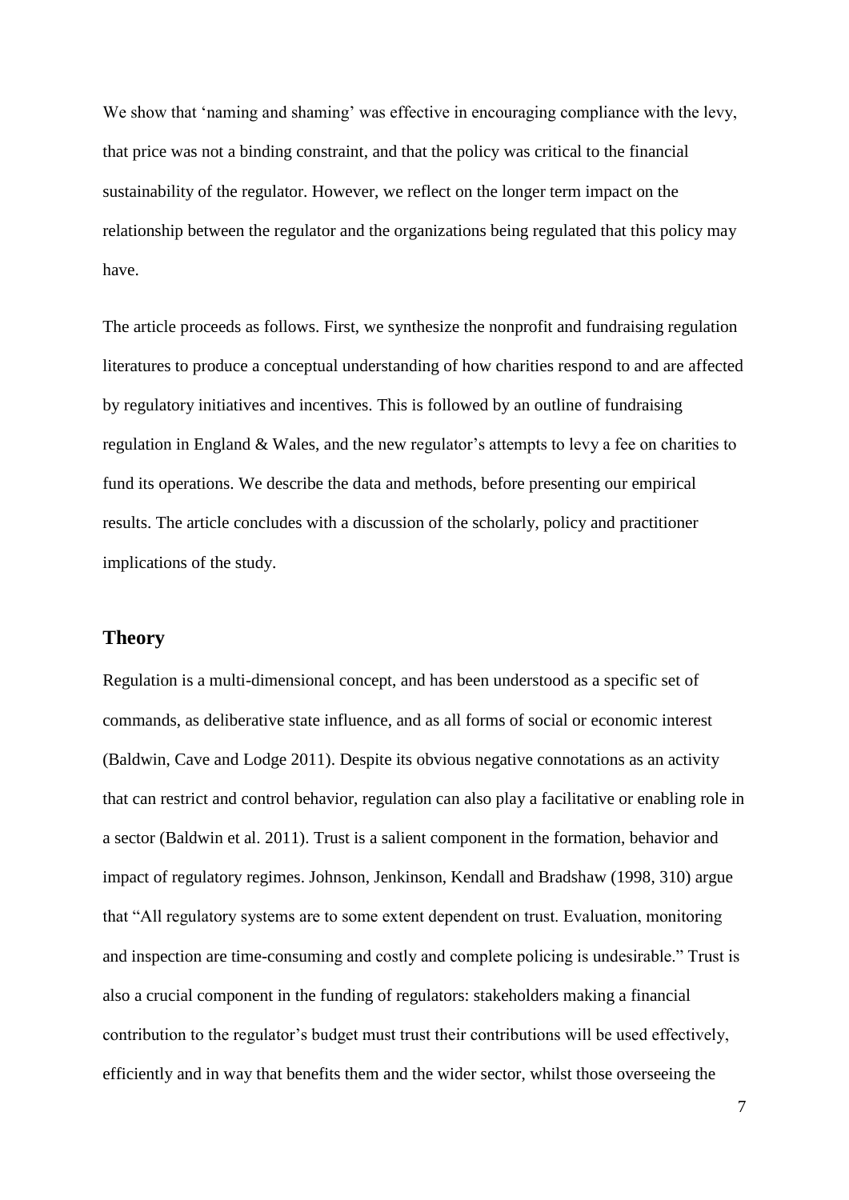We show that 'naming and shaming' was effective in encouraging compliance with the levy, that price was not a binding constraint, and that the policy was critical to the financial sustainability of the regulator. However, we reflect on the longer term impact on the relationship between the regulator and the organizations being regulated that this policy may have.

The article proceeds as follows. First, we synthesize the nonprofit and fundraising regulation literatures to produce a conceptual understanding of how charities respond to and are affected by regulatory initiatives and incentives. This is followed by an outline of fundraising regulation in England & Wales, and the new regulator's attempts to levy a fee on charities to fund its operations. We describe the data and methods, before presenting our empirical results. The article concludes with a discussion of the scholarly, policy and practitioner implications of the study.

## Theory

Regulation is a multi-dimensional concept, and has been understood as a specific set of commands, as deliberative state influence, and as all forms of social or economic interest (Baldwin, Cave and Lodge 2011). Despite its obvious negative connotations as an activity that can restrict and control behavior, regulation can also play a facilitative or enabling role in a sector (Baldwin et al. 2011). Trust is a salient component in the formation, behavior and impact of regulatory regimes. Johnson, Jenkinson, Kendall and Bradshaw (1998, 310) argue that "All regulatory systems are to some extent dependent on trust. Evaluation, monitoring and inspection are time-consuming and costly and complete policing is undesirable." Trust is also a crucial component in the funding of regulators: stakeholders making a financial contribution to the regulator's budget must trust their contributions will be used effectively, efficiently and in way that benefits them and the wider sector, whilst those overseeing the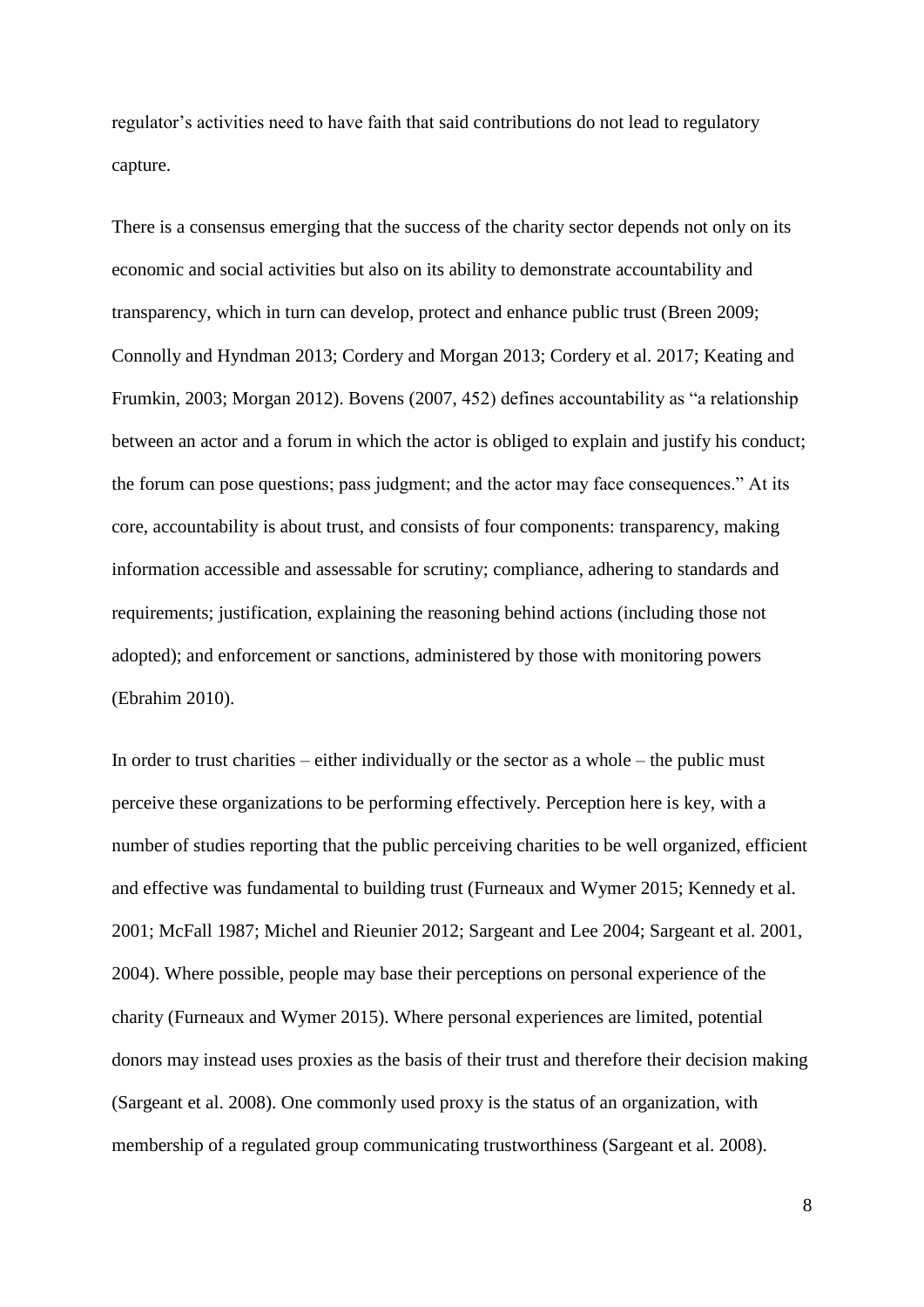regulator's activities need to have faith that said contributions do not lead to regulatory capture.

There is a consensus emerging that the success of the charity sector depends not only on its economic and social activities but also on its ability to demonstrate accountability and transparency, which in turn can develop, protect and enhance public trust (Breen 2009; Connolly and Hyndman 2013; Cordery and Morgan 2013; Cordery et al. 2017; Keating and Frumkin, 2003; Morgan 2012). Bovens (2007, 452) defines accountability as "a relationship between an actor and a forum in which the actor is obliged to explain and justify his conduct; the forum can pose questions; pass judgment; and the actor may face consequences." At its core, accountability is about trust, and consists of four components: transparency, making information accessible and assessable for scrutiny; compliance, adhering to standards and requirements; justification, explaining the reasoning behind actions (including those not adopted); and enforcement or sanctions, administered by those with monitoring powers (Ebrahim 2010).

In order to trust charities – either individually or the sector as a whole – the public must perceive these organizations to be performing effectively. Perception here is key, with a number of studies reporting that the public perceiving charities to be well organized, efficient and effective was fundamental to building trust (Furneaux and Wymer 2015; Kennedy et al. 2001; McFall 1987; Michel and Rieunier 2012; Sargeant and Lee 2004; Sargeant et al. 2001, 2004). Where possible, people may base their perceptions on personal experience of the charity (Furneaux and Wymer 2015). Where personal experiences are limited, potential donors may instead uses proxies as the basis of their trust and therefore their decision making (Sargeant et al. 2008). One commonly used proxy is the status of an organization, with membership of a regulated group communicating trustworthiness (Sargeant et al. 2008).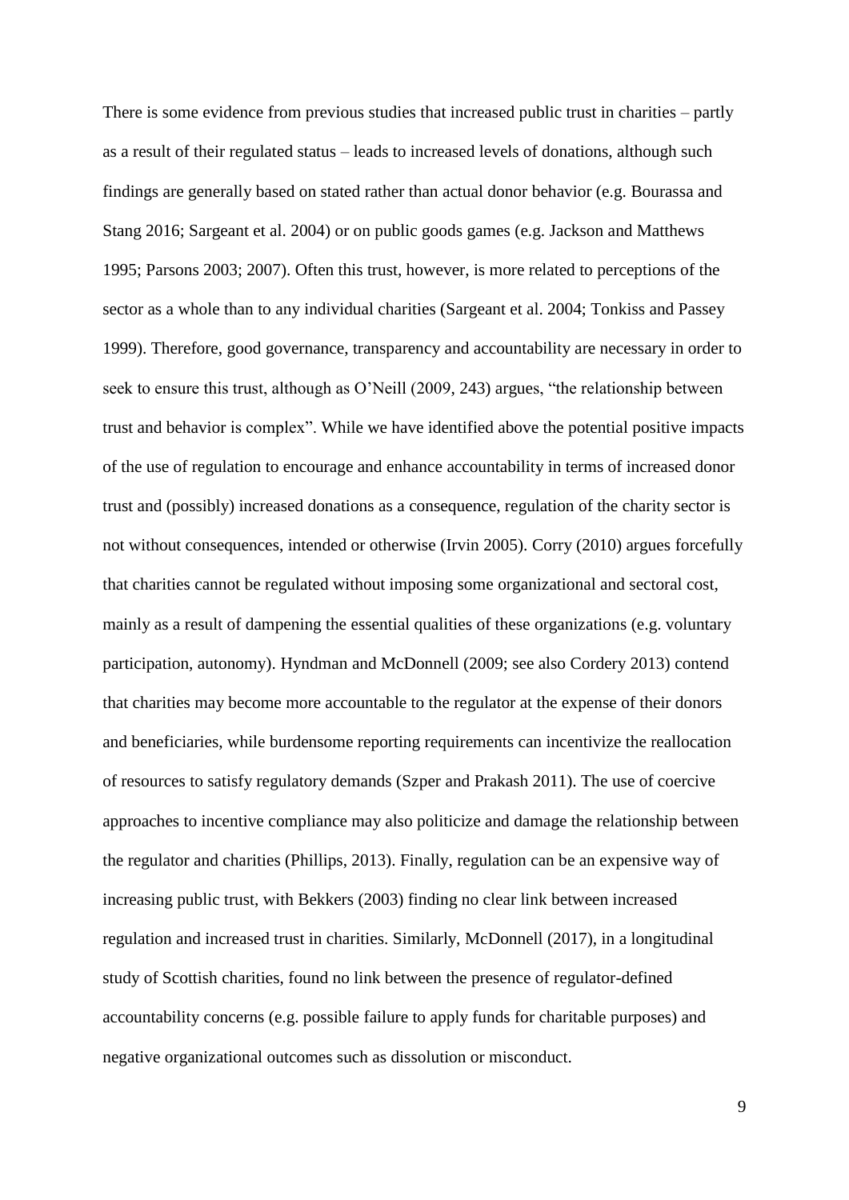There is some evidence from previous studies that increased public trust in charities – partly as a result of their regulated status – leads to increased levels of donations, although such findings are generally based on stated rather than actual donor behavior (e.g. Bourassa and Stang 2016; Sargeant et al. 2004) or on public goods games (e.g. Jackson and Matthews 1995; Parsons 2003; 2007). Often this trust, however, is more related to perceptions of the sector as a whole than to any individual charities (Sargeant et al. 2004; Tonkiss and Passey 1999). Therefore, good governance, transparency and accountability are necessary in order to seek to ensure this trust, although as O'Neill (2009, 243) argues, "the relationship between trust and behavior is complex". While we have identified above the potential positive impacts of the use of regulation to encourage and enhance accountability in terms of increased donor trust and (possibly) increased donations as a consequence, regulation of the charity sector is not without consequences, intended or otherwise (Irvin 2005). Corry (2010) argues forcefully that charities cannot be regulated without imposing some organizational and sectoral cost, mainly as a result of dampening the essential qualities of these organizations (e.g. voluntary participation, autonomy). Hyndman and McDonnell (2009; see also Cordery 2013) contend that charities may become more accountable to the regulator at the expense of their donors and beneficiaries, while burdensome reporting requirements can incentivize the reallocation of resources to satisfy regulatory demands (Szper and Prakash 2011). The use of coercive approaches to incentive compliance may also politicize and damage the relationship between the regulator and charities (Phillips, 2013). Finally, regulation can be an expensive way of increasing public trust, with Bekkers (2003) finding no clear link between increased regulation and increased trust in charities. Similarly, McDonnell (2017), in a longitudinal study of Scottish charities, found no link between the presence of regulator-defined accountability concerns (e.g. possible failure to apply funds for charitable purposes) and negative organizational outcomes such as dissolution or misconduct.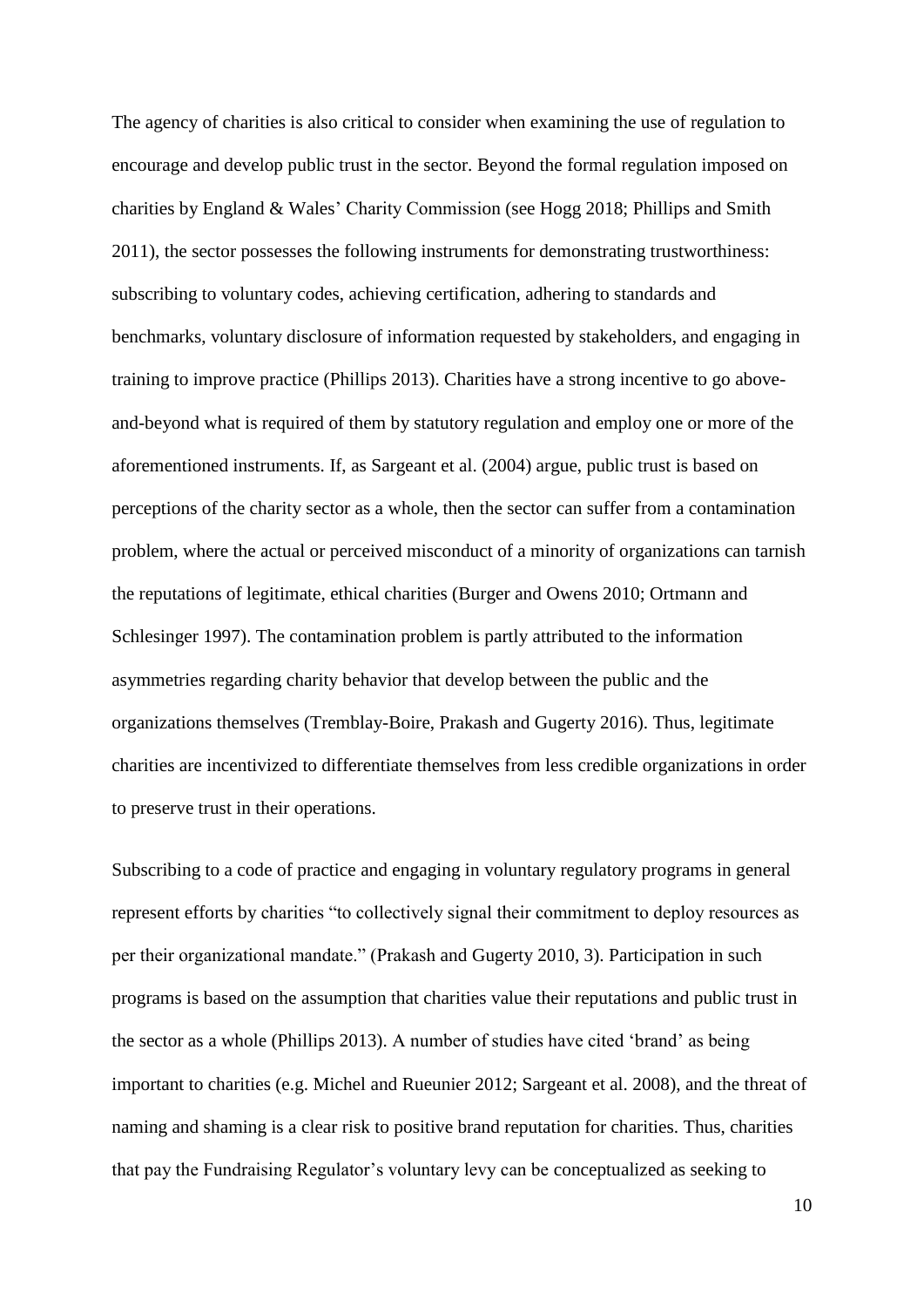The agency of charities is also critical to consider when examining the use of regulation to encourage and develop public trust in the sector. Beyond the formal regulation imposed on charities by England & Wales' Charity Commission (see Hogg 2018; Phillips and Smith 2011), the sector possesses the following instruments for demonstrating trustworthiness: subscribing to voluntary codes, achieving certification, adhering to standards and benchmarks, voluntary disclosure of information requested by stakeholders, and engaging in training to improve practice (Phillips 2013). Charities have a strong incentive to go above-and-beyond what is required of them by statutory regulation and employ one or more of the aforementioned instruments. If, as Sargeant et al. (2004) argue, public trust is based on perceptions of the charity sector as a whole, then the sector can suffer from a contamination problem, where the actual or perceived misconduct of a minority of organizations can tarnish the reputations of legitimate, ethical charities (Burger and Owens 2010; Ortmann and Schlesinger 1997). The contamination problem is partly attributed to the information asymmetries regarding charity behavior that develop between the public and the organizations themselves (Tremblay-Boire, Prakash and Gugerty 2016). Thus, legitimate charities are incentivized to differentiate themselves from less credible organizations in order to preserve trust in their operations.

Subscribing to a code of practice and engaging in voluntary regulatory programs in general represent efforts by charities "to collectively signal their commitment to deploy resources as per their organizational mandate." (Prakash and Gugerty 2010, 3). Participation in such programs is based on the assumption that charities value their reputations and public trust in the sector as a whole (Phillips 2013). A number of studies have cited 'brand' as being important to charities (e.g. Michel and Rueunier 2012; Sargeant et al. 2008), and the threat of naming and shaming is a clear risk to positive brand reputation for charities. Thus, charities that pay the Fundraising Regulator's voluntary levy can be conceptualized as seeking to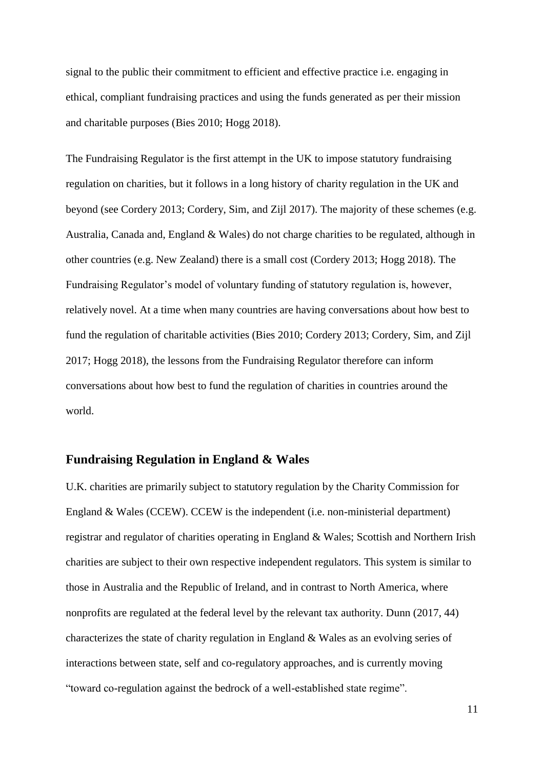signal to the public their commitment to efficient and effective practice i.e. engaging in ethical, compliant fundraising practices and using the funds generated as per their mission and charitable purposes (Bies 2010; Hogg 2018).

The Fundraising Regulator is the first attempt in the UK to impose statutory fundraising regulation on charities, but it follows in a long history of charity regulation in the UK and beyond (see Cordery 2013; Cordery, Sim, and Zijl 2017). The majority of these schemes (e.g. Australia, Canada and, England & Wales) do not charge charities to be regulated, although in other countries (e.g. New Zealand) there is a small cost (Cordery 2013; Hogg 2018). The Fundraising Regulator's model of voluntary funding of statutory regulation is, however, relatively novel. At a time when many countries are having conversations about how best to fund the regulation of charitable activities (Bies 2010; Cordery 2013; Cordery, Sim, and Zijl 2017; Hogg 2018), the lessons from the Fundraising Regulator therefore can inform conversations about how best to fund the regulation of charities in countries around the world.

## Fundraising Regulation in England & Wales

U.K. charities are primarily subject to statutory regulation by the Charity Commission for England & Wales (CCEW). CCEW is the independent (i.e. non-ministerial department) registrar and regulator of charities operating in England & Wales; Scottish and Northern Irish charities are subject to their own respective independent regulators. This system is similar to those in Australia and the Republic of Ireland, and in contrast to North America, where nonprofits are regulated at the federal level by the relevant tax authority. Dunn (2017, 44) characterizes the state of charity regulation in England & Wales as an evolving series of interactions between state, self and co-regulatory approaches, and is currently moving "toward co-regulation against the bedrock of a well-established state regime".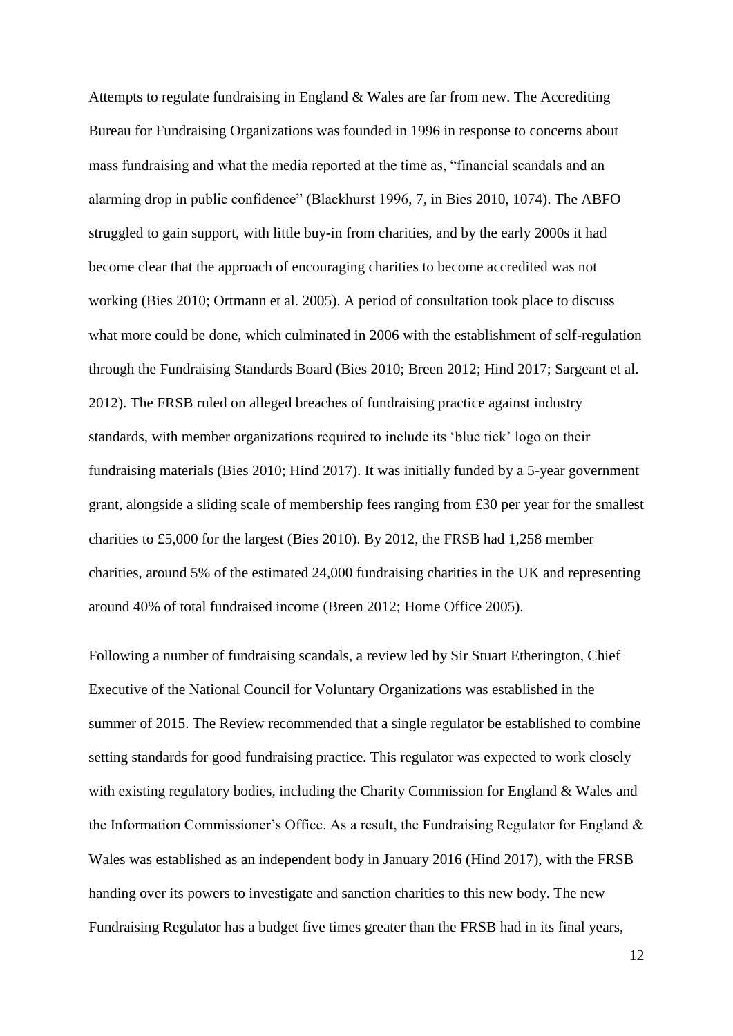Attempts to regulate fundraising in England & Wales are far from new. The Accrediting Bureau for Fundraising Organizations was founded in 1996 in response to concerns about mass fundraising and what the media reported at the time as, "financial scandals and an alarming drop in public confidence" (Blackhurst 1996, 7, in Bies 2010, 1074). The ABFO struggled to gain support, with little buy-in from charities, and by the early 2000s it had become clear that the approach of encouraging charities to become accredited was not working (Bies 2010; Ortmann et al. 2005). A period of consultation took place to discuss what more could be done, which culminated in 2006 with the establishment of self-regulation through the Fundraising Standards Board (Bies 2010; Breen 2012; Hind 2017; Sargeant et al. 2012). The FRSB ruled on alleged breaches of fundraising practice against industry standards, with member organizations required to include its 'blue tick' logo on their fundraising materials (Bies 2010; Hind 2017). It was initially funded by a 5-year government grant, alongside a sliding scale of membership fees ranging from £30 per year for the smallest charities to £5,000 for the largest (Bies 2010). By 2012, the FRSB had 1,258 member charities, around 5% of the estimated 24,000 fundraising charities in the UK and representing around 40% of total fundraised income (Breen 2012; Home Office 2005).

Following a number of fundraising scandals, a review led by Sir Stuart Etherington, Chief Executive of the National Council for Voluntary Organizations was established in the summer of 2015. The Review recommended that a single regulator be established to combine setting standards for good fundraising practice. This regulator was expected to work closely with existing regulatory bodies, including the Charity Commission for England & Wales and the Information Commissioner's Office. As a result, the Fundraising Regulator for England & Wales was established as an independent body in January 2016 (Hind 2017), with the FRSB handing over its powers to investigate and sanction charities to this new body. The new Fundraising Regulator has a budget five times greater than the FRSB had in its final years,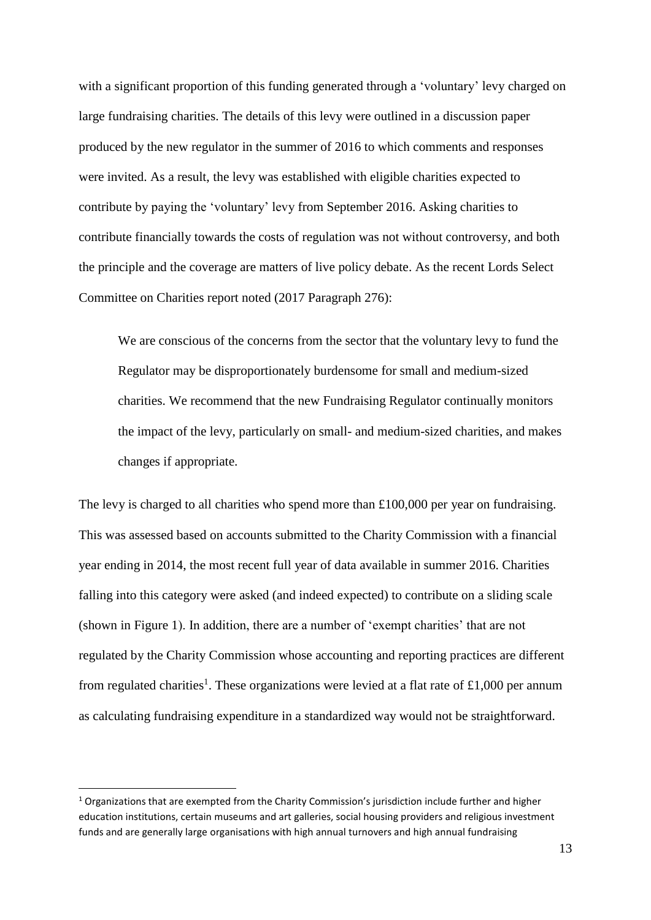with a significant proportion of this funding generated through a 'voluntary' levy charged on large fundraising charities. The details of this levy were outlined in a discussion paper produced by the new regulator in the summer of 2016 to which comments and responses were invited. As a result, the levy was established with eligible charities expected to contribute by paying the 'voluntary' levy from September 2016. Asking charities to contribute financially towards the costs of regulation was not without controversy, and both the principle and the coverage are matters of live policy debate. As the recent Lords Select Committee on Charities report noted (2017 Paragraph 276):

> We are conscious of the concerns from the sector that the voluntary levy to fund the Regulator may be disproportionately burdensome for small and medium-sized charities. We recommend that the new Fundraising Regulator continually monitors the impact of the levy, particularly on small- and medium-sized charities, and makes changes if appropriate.

The levy is charged to all charities who spend more than £100,000 per year on fundraising. This was assessed based on accounts submitted to the Charity Commission with a financial year ending in 2014, the most recent full year of data available in summer 2016. Charities falling into this category were asked (and indeed expected) to contribute on a sliding scale (shown in Figure 1). In addition, there are a number of 'exempt charities' that are not regulated by the Charity Commission whose accounting and reporting practices are different from regulated charities[1]. These organizations were levied at a flat rate of £1,000 per annum as calculating fundraising expenditure in a standardized way would not be straightforward.

[1] Organizations that are exempted from the Charity Commission's jurisdiction include further and higher education institutions, certain museums and art galleries, social housing providers and religious investment funds and are generally large organisations with high annual turnovers and high annual fundraising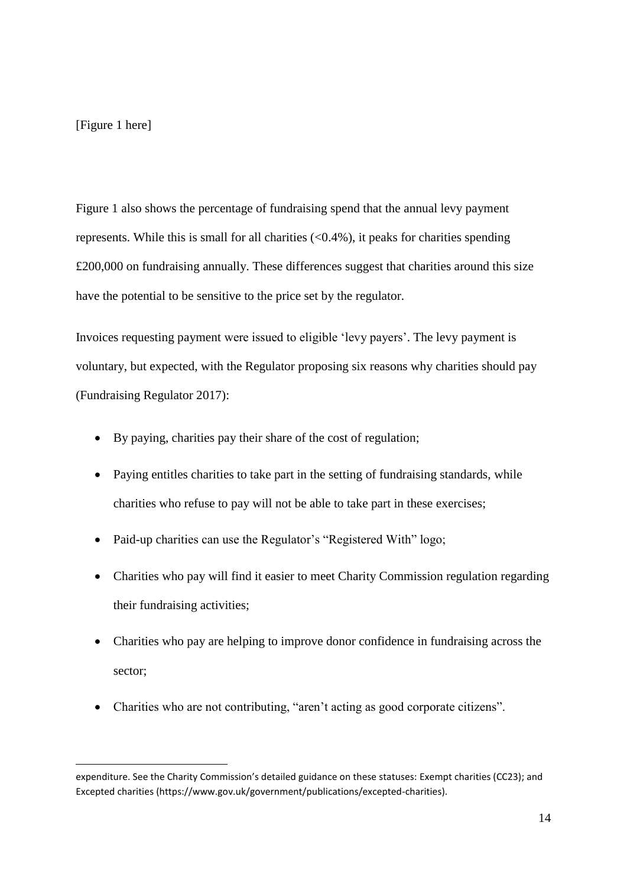[Figure 1 here]

Figure 1 also shows the percentage of fundraising spend that the annual levy payment represents. While this is small for all charities (<0.4%), it peaks for charities spending £200,000 on fundraising annually. These differences suggest that charities around this size have the potential to be sensitive to the price set by the regulator.

Invoices requesting payment were issued to eligible 'levy payers'. The levy payment is voluntary, but expected, with the Regulator proposing six reasons why charities should pay (Fundraising Regulator 2017):

- By paying, charities pay their share of the cost of regulation;
- Paying entitles charities to take part in the setting of fundraising standards, while charities who refuse to pay will not be able to take part in these exercises;
- Paid-up charities can use the Regulator's "Registered With" logo;
- Charities who pay will find it easier to meet Charity Commission regulation regarding their fundraising activities;
- Charities who pay are helping to improve donor confidence in fundraising across the sector;
- Charities who are not contributing, "aren't acting as good corporate citizens".

expenditure. See the Charity Commission's detailed guidance on these statuses: Exempt charities (CC23); and Excepted charities (https://www.gov.uk/government/publications/excepted-charities).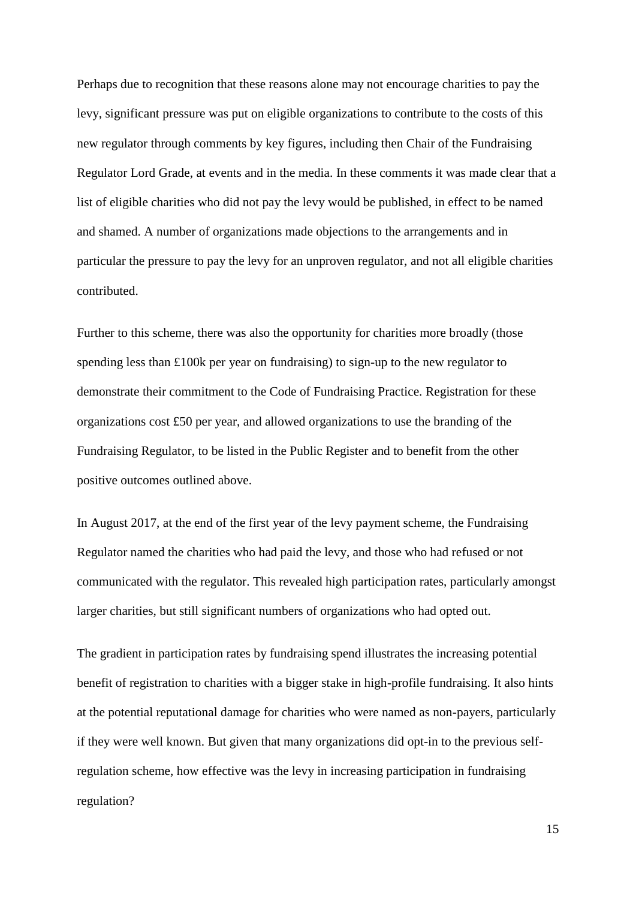Perhaps due to recognition that these reasons alone may not encourage charities to pay the levy, significant pressure was put on eligible organizations to contribute to the costs of this new regulator through comments by key figures, including then Chair of the Fundraising Regulator Lord Grade, at events and in the media. In these comments it was made clear that a list of eligible charities who did not pay the levy would be published, in effect to be named and shamed. A number of organizations made objections to the arrangements and in particular the pressure to pay the levy for an unproven regulator, and not all eligible charities contributed.

Further to this scheme, there was also the opportunity for charities more broadly (those spending less than £100k per year on fundraising) to sign-up to the new regulator to demonstrate their commitment to the Code of Fundraising Practice. Registration for these organizations cost £50 per year, and allowed organizations to use the branding of the Fundraising Regulator, to be listed in the Public Register and to benefit from the other positive outcomes outlined above.

In August 2017, at the end of the first year of the levy payment scheme, the Fundraising Regulator named the charities who had paid the levy, and those who had refused or not communicated with the regulator. This revealed high participation rates, particularly amongst larger charities, but still significant numbers of organizations who had opted out.

The gradient in participation rates by fundraising spend illustrates the increasing potential benefit of registration to charities with a bigger stake in high-profile fundraising. It also hints at the potential reputational damage for charities who were named as non-payers, particularly if they were well known. But given that many organizations did opt-in to the previous self-regulation scheme, how effective was the levy in increasing participation in fundraising regulation?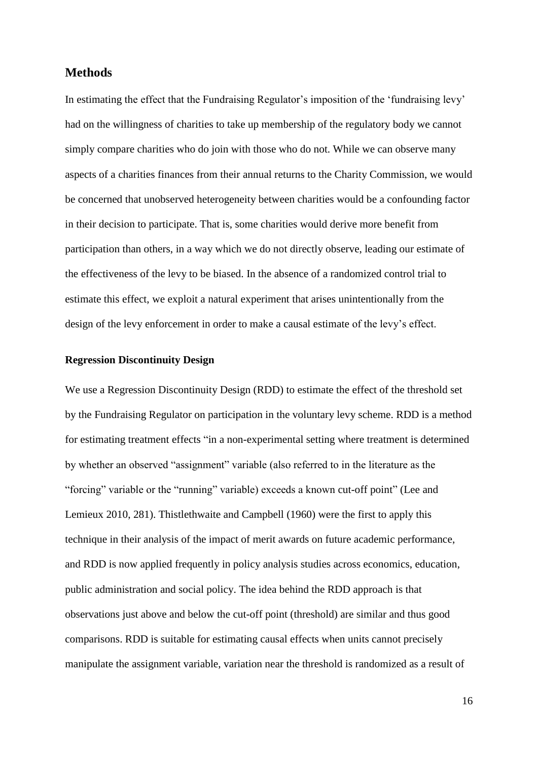## Methods

In estimating the effect that the Fundraising Regulator's imposition of the 'fundraising levy' had on the willingness of charities to take up membership of the regulatory body we cannot simply compare charities who do join with those who do not. While we can observe many aspects of a charities finances from their annual returns to the Charity Commission, we would be concerned that unobserved heterogeneity between charities would be a confounding factor in their decision to participate. That is, some charities would derive more benefit from participation than others, in a way which we do not directly observe, leading our estimate of the effectiveness of the levy to be biased. In the absence of a randomized control trial to estimate this effect, we exploit a natural experiment that arises unintentionally from the design of the levy enforcement in order to make a causal estimate of the levy's effect.

### Regression Discontinuity Design

We use a Regression Discontinuity Design (RDD) to estimate the effect of the threshold set by the Fundraising Regulator on participation in the voluntary levy scheme. RDD is a method for estimating treatment effects "in a non-experimental setting where treatment is determined by whether an observed "assignment" variable (also referred to in the literature as the "forcing" variable or the "running" variable) exceeds a known cut-off point" (Lee and Lemieux 2010, 281). Thistlethwaite and Campbell (1960) were the first to apply this technique in their analysis of the impact of merit awards on future academic performance, and RDD is now applied frequently in policy analysis studies across economics, education, public administration and social policy. The idea behind the RDD approach is that observations just above and below the cut-off point (threshold) are similar and thus good comparisons. RDD is suitable for estimating causal effects when units cannot precisely manipulate the assignment variable, variation near the threshold is randomized as a result of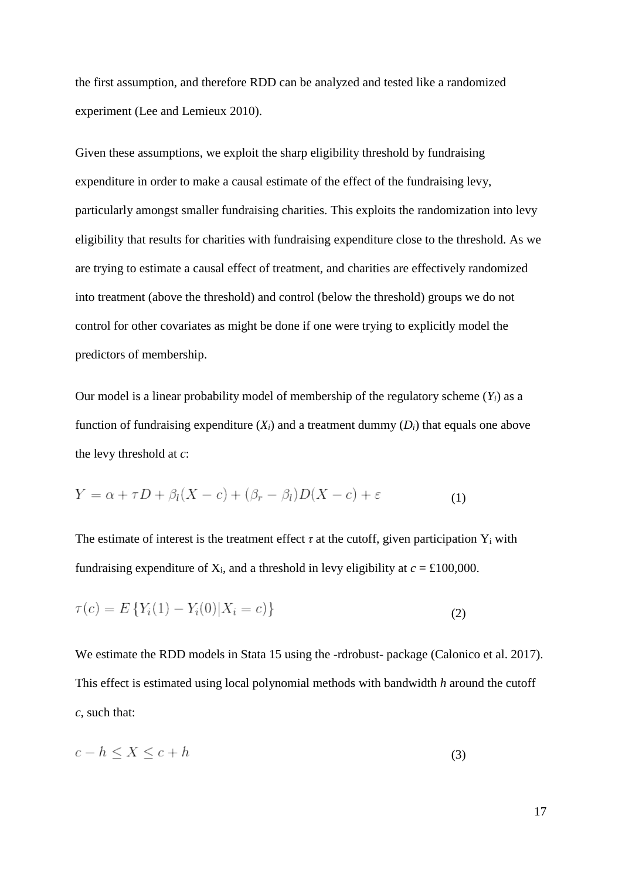the first assumption, and therefore RDD can be analyzed and tested like a randomized experiment (Lee and Lemieux 2010).

Given these assumptions, we exploit the sharp eligibility threshold by fundraising expenditure in order to make a causal estimate of the effect of the fundraising levy, particularly amongst smaller fundraising charities. This exploits the randomization into levy eligibility that results for charities with fundraising expenditure close to the threshold. As we are trying to estimate a causal effect of treatment, and charities are effectively randomized into treatment (above the threshold) and control (below the threshold) groups we do not control for other covariates as might be done if one were trying to explicitly model the predictors of membership.

Our model is a linear probability model of membership of the regulatory scheme ($Y_i$) as a function of fundraising expenditure ($X_i$) and a treatment dummy ($D_i$) that equals one above the levy threshold at $c$:

$$Y = \alpha + \tau D + \beta_l(X - c) + (\beta_r - \beta_l)D(X - c) + \varepsilon \tag{1}$$

The estimate of interest is the treatment effect $\tau$ at the cutoff, given participation $Y_i$ with fundraising expenditure of $X_i$, and a threshold in levy eligibility at $c$ = £100,000.

$$\tau(c) = E\left\{Y_i(1) - Y_i(0) | X_i = c)\right\} \tag{2}$$

We estimate the RDD models in Stata 15 using the -rdrobust- package (Calonico et al. 2017). This effect is estimated using local polynomial methods with bandwidth $h$ around the cutoff $c$, such that:

$$c - h \leq X \leq c + h \tag{3}$$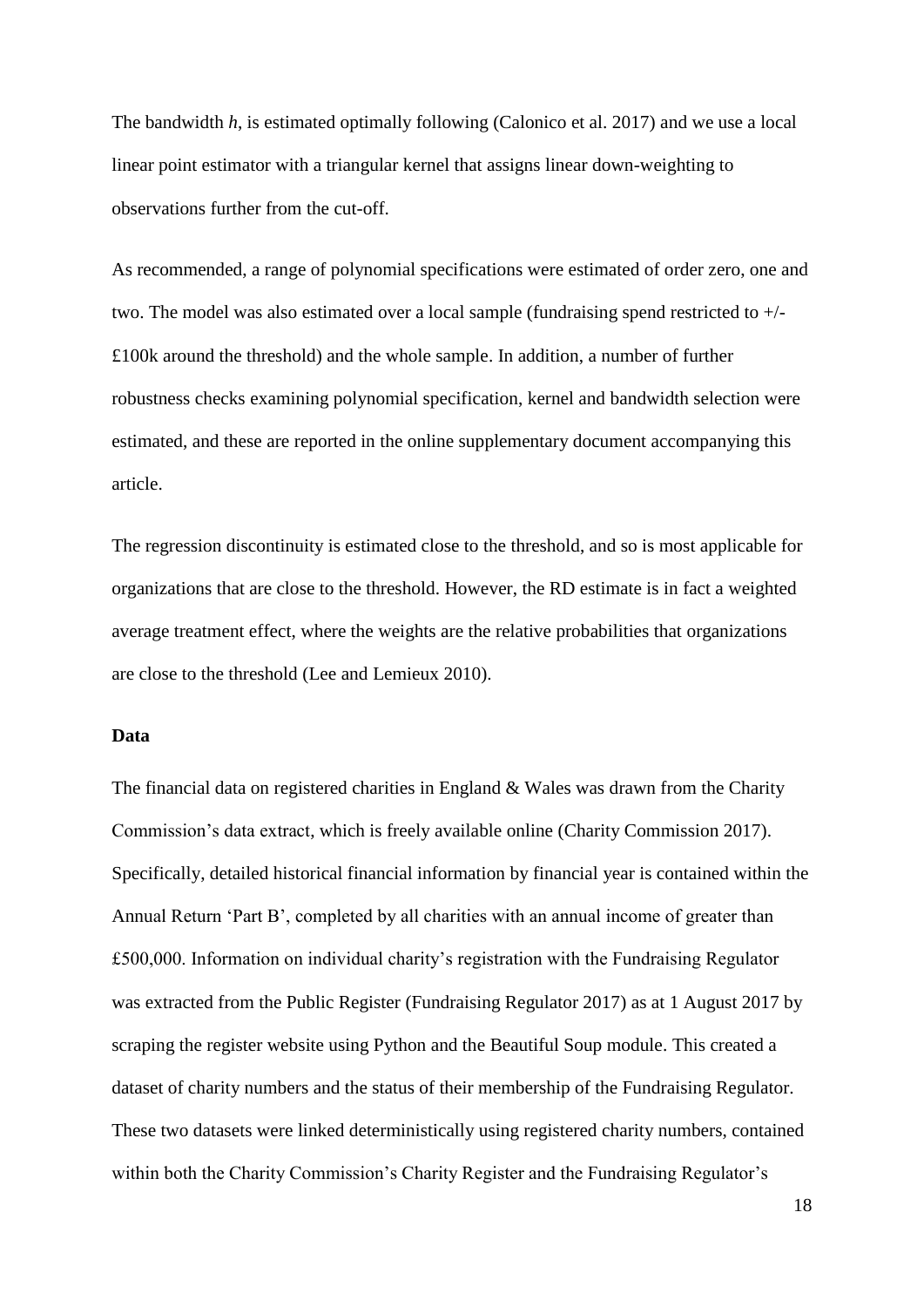The bandwidth *h*, is estimated optimally following (Calonico et al. 2017) and we use a local linear point estimator with a triangular kernel that assigns linear down-weighting to observations further from the cut-off.

As recommended, a range of polynomial specifications were estimated of order zero, one and two. The model was also estimated over a local sample (fundraising spend restricted to +/- £100k around the threshold) and the whole sample. In addition, a number of further robustness checks examining polynomial specification, kernel and bandwidth selection were estimated, and these are reported in the online supplementary document accompanying this article.

The regression discontinuity is estimated close to the threshold, and so is most applicable for organizations that are close to the threshold. However, the RD estimate is in fact a weighted average treatment effect, where the weights are the relative probabilities that organizations are close to the threshold (Lee and Lemieux 2010).

**Data**

The financial data on registered charities in England & Wales was drawn from the Charity Commission's data extract, which is freely available online (Charity Commission 2017). Specifically, detailed historical financial information by financial year is contained within the Annual Return 'Part B', completed by all charities with an annual income of greater than £500,000. Information on individual charity's registration with the Fundraising Regulator was extracted from the Public Register (Fundraising Regulator 2017) as at 1 August 2017 by scraping the register website using Python and the Beautiful Soup module. This created a dataset of charity numbers and the status of their membership of the Fundraising Regulator. These two datasets were linked deterministically using registered charity numbers, contained within both the Charity Commission's Charity Register and the Fundraising Regulator's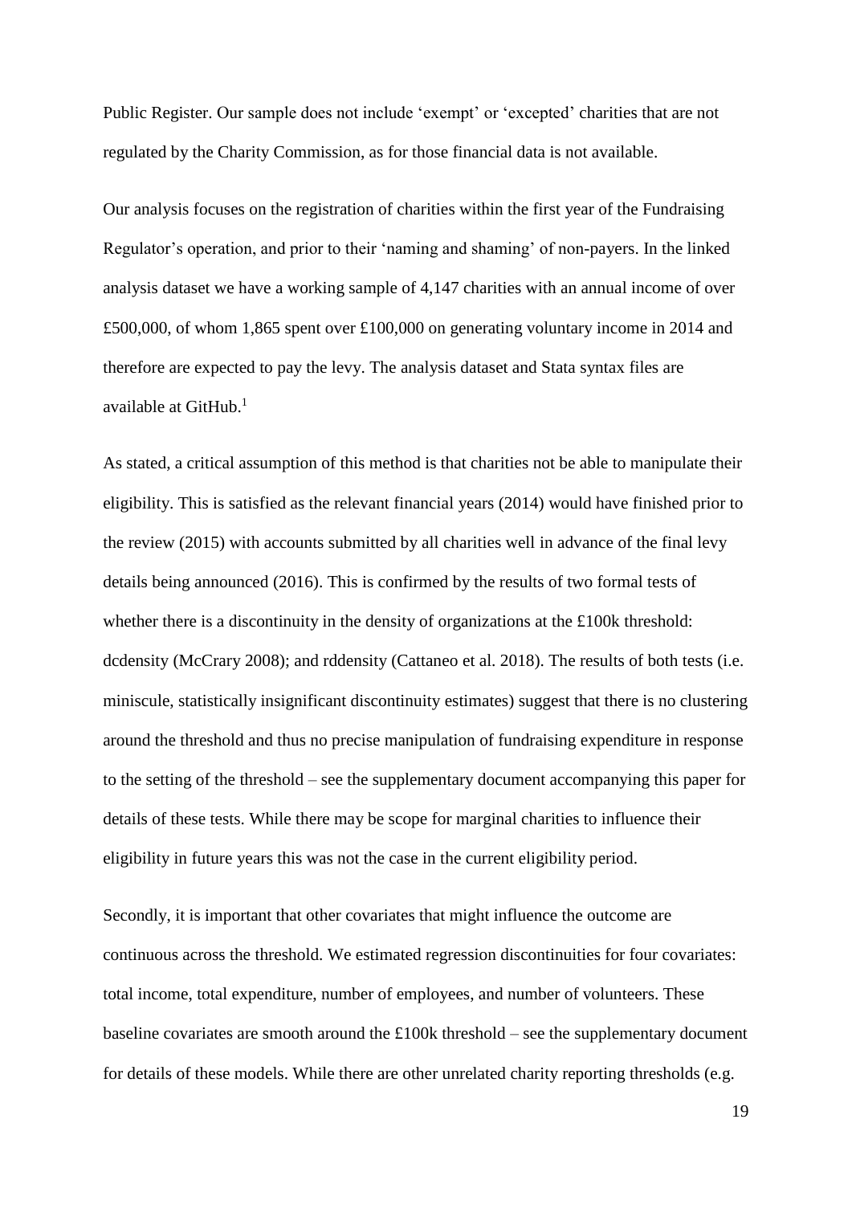Public Register. Our sample does not include 'exempt' or 'excepted' charities that are not regulated by the Charity Commission, as for those financial data is not available.

Our analysis focuses on the registration of charities within the first year of the Fundraising Regulator's operation, and prior to their 'naming and shaming' of non-payers. In the linked analysis dataset we have a working sample of 4,147 charities with an annual income of over £500,000, of whom 1,865 spent over £100,000 on generating voluntary income in 2014 and therefore are expected to pay the levy. The analysis dataset and Stata syntax files are available at GitHub.[1]

As stated, a critical assumption of this method is that charities not be able to manipulate their eligibility. This is satisfied as the relevant financial years (2014) would have finished prior to the review (2015) with accounts submitted by all charities well in advance of the final levy details being announced (2016). This is confirmed by the results of two formal tests of whether there is a discontinuity in the density of organizations at the £100k threshold: dcdensity (McCrary 2008); and rddensity (Cattaneo et al. 2018). The results of both tests (i.e. miniscule, statistically insignificant discontinuity estimates) suggest that there is no clustering around the threshold and thus no precise manipulation of fundraising expenditure in response to the setting of the threshold – see the supplementary document accompanying this paper for details of these tests. While there may be scope for marginal charities to influence their eligibility in future years this was not the case in the current eligibility period.

Secondly, it is important that other covariates that might influence the outcome are continuous across the threshold. We estimated regression discontinuities for four covariates: total income, total expenditure, number of employees, and number of volunteers. These baseline covariates are smooth around the £100k threshold – see the supplementary document for details of these models. While there are other unrelated charity reporting thresholds (e.g.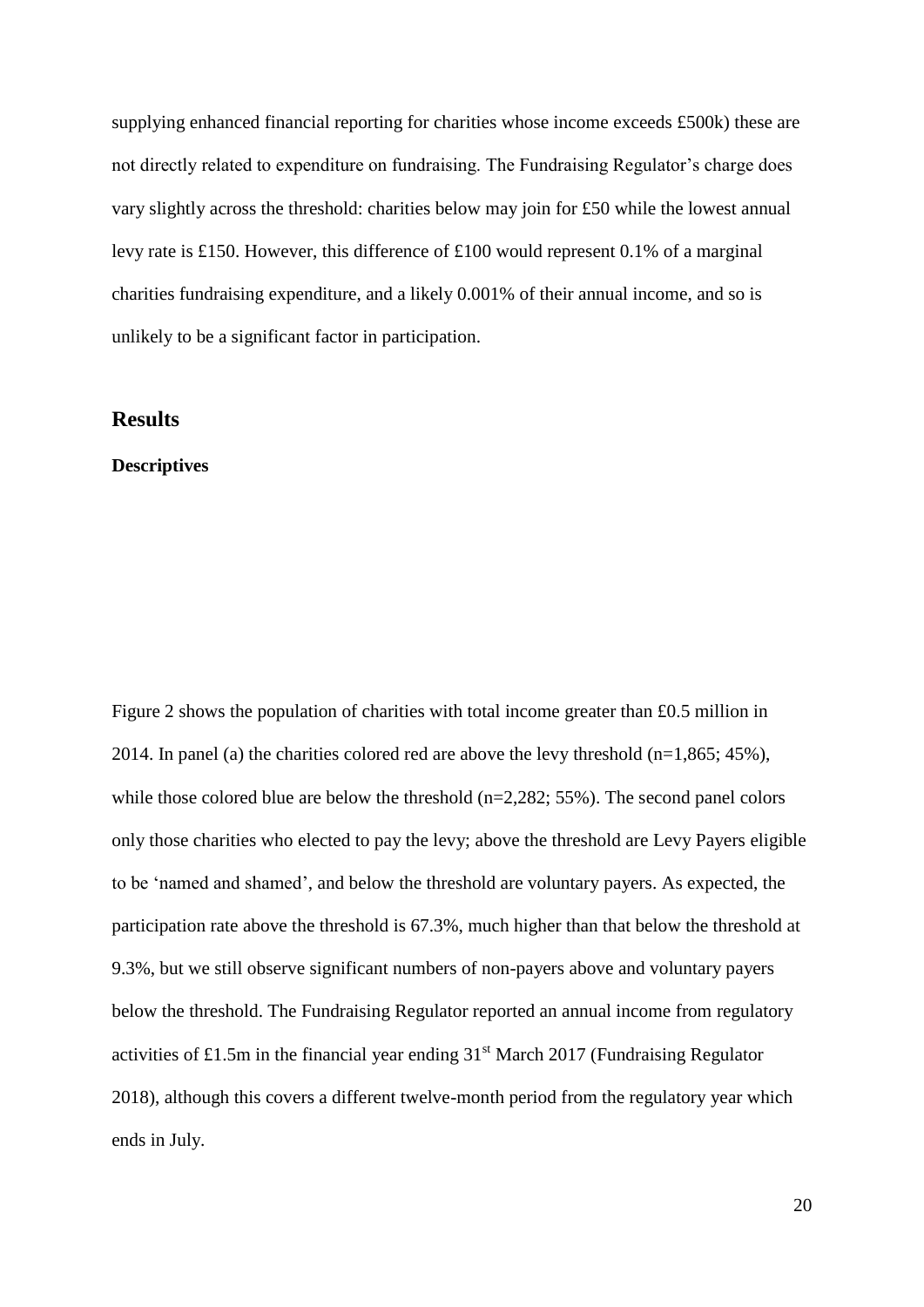supplying enhanced financial reporting for charities whose income exceeds £500k) these are not directly related to expenditure on fundraising. The Fundraising Regulator's charge does vary slightly across the threshold: charities below may join for £50 while the lowest annual levy rate is £150. However, this difference of £100 would represent 0.1% of a marginal charities fundraising expenditure, and a likely 0.001% of their annual income, and so is unlikely to be a significant factor in participation.

## Results

### Descriptives

Figure 2 shows the population of charities with total income greater than £0.5 million in 2014. In panel (a) the charities colored red are above the levy threshold (n=1,865; 45%), while those colored blue are below the threshold (n=2,282; 55%). The second panel colors only those charities who elected to pay the levy; above the threshold are Levy Payers eligible to be 'named and shamed', and below the threshold are voluntary payers. As expected, the participation rate above the threshold is 67.3%, much higher than that below the threshold at 9.3%, but we still observe significant numbers of non-payers above and voluntary payers below the threshold. The Fundraising Regulator reported an annual income from regulatory activities of £1.5m in the financial year ending 31st March 2017 (Fundraising Regulator 2018), although this covers a different twelve-month period from the regulatory year which ends in July.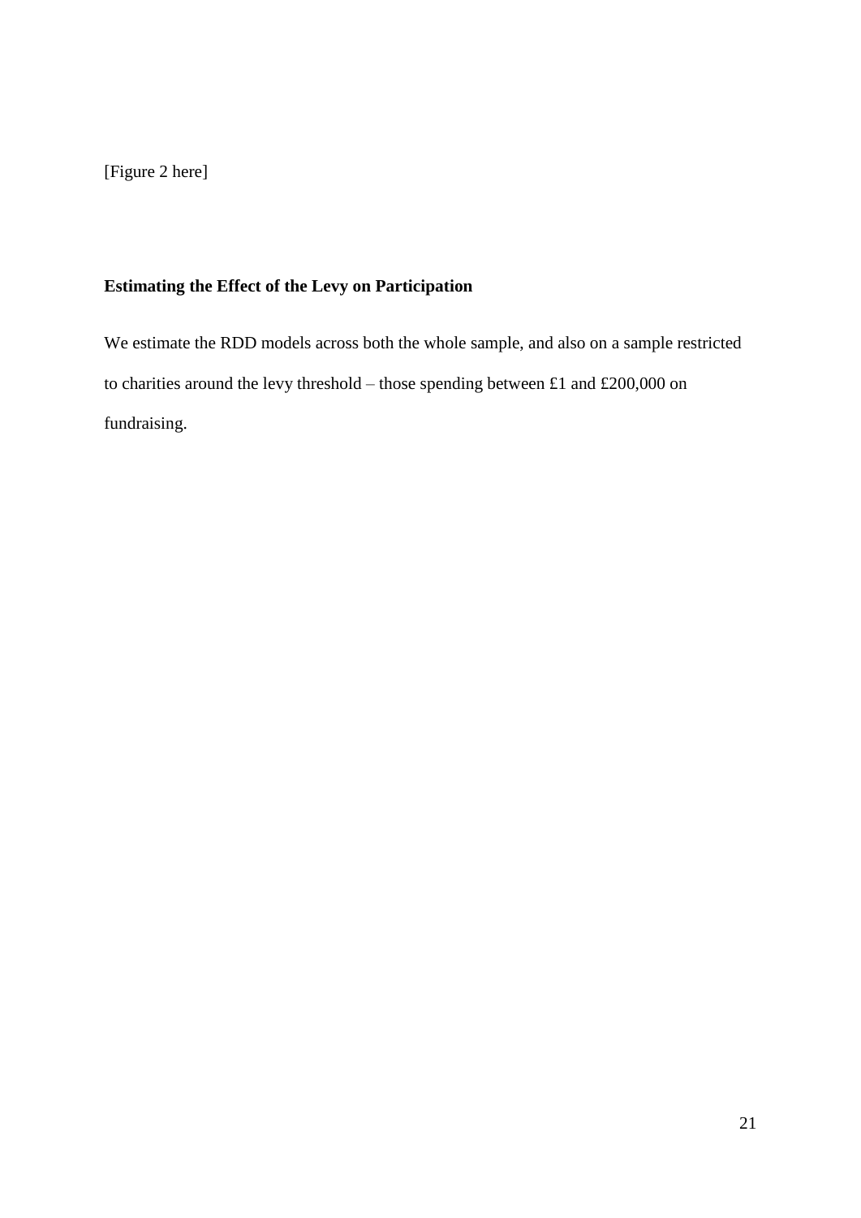[Figure 2 here]

**Estimating the Effect of the Levy on Participation**

We estimate the RDD models across both the whole sample, and also on a sample restricted to charities around the levy threshold – those spending between £1 and £200,000 on fundraising.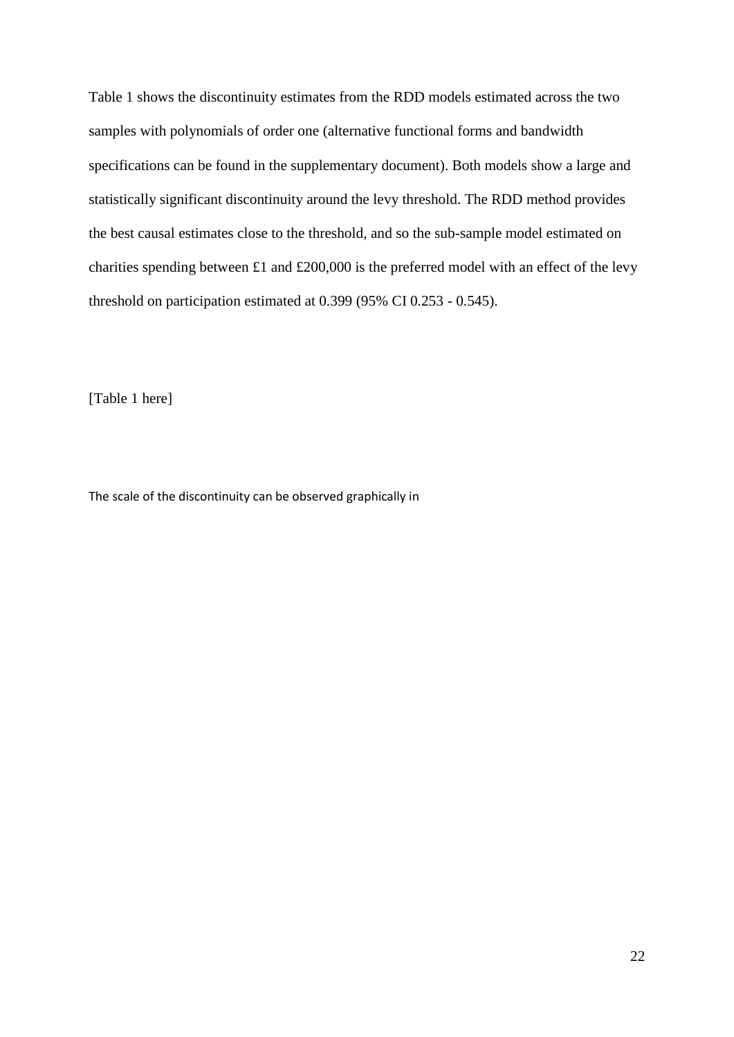Table 1 shows the discontinuity estimates from the RDD models estimated across the two samples with polynomials of order one (alternative functional forms and bandwidth specifications can be found in the supplementary document). Both models show a large and statistically significant discontinuity around the levy threshold. The RDD method provides the best causal estimates close to the threshold, and so the sub-sample model estimated on charities spending between £1 and £200,000 is the preferred model with an effect of the levy threshold on participation estimated at 0.399 (95% CI 0.253 - 0.545).

[Table 1 here]

The scale of the discontinuity can be observed graphically in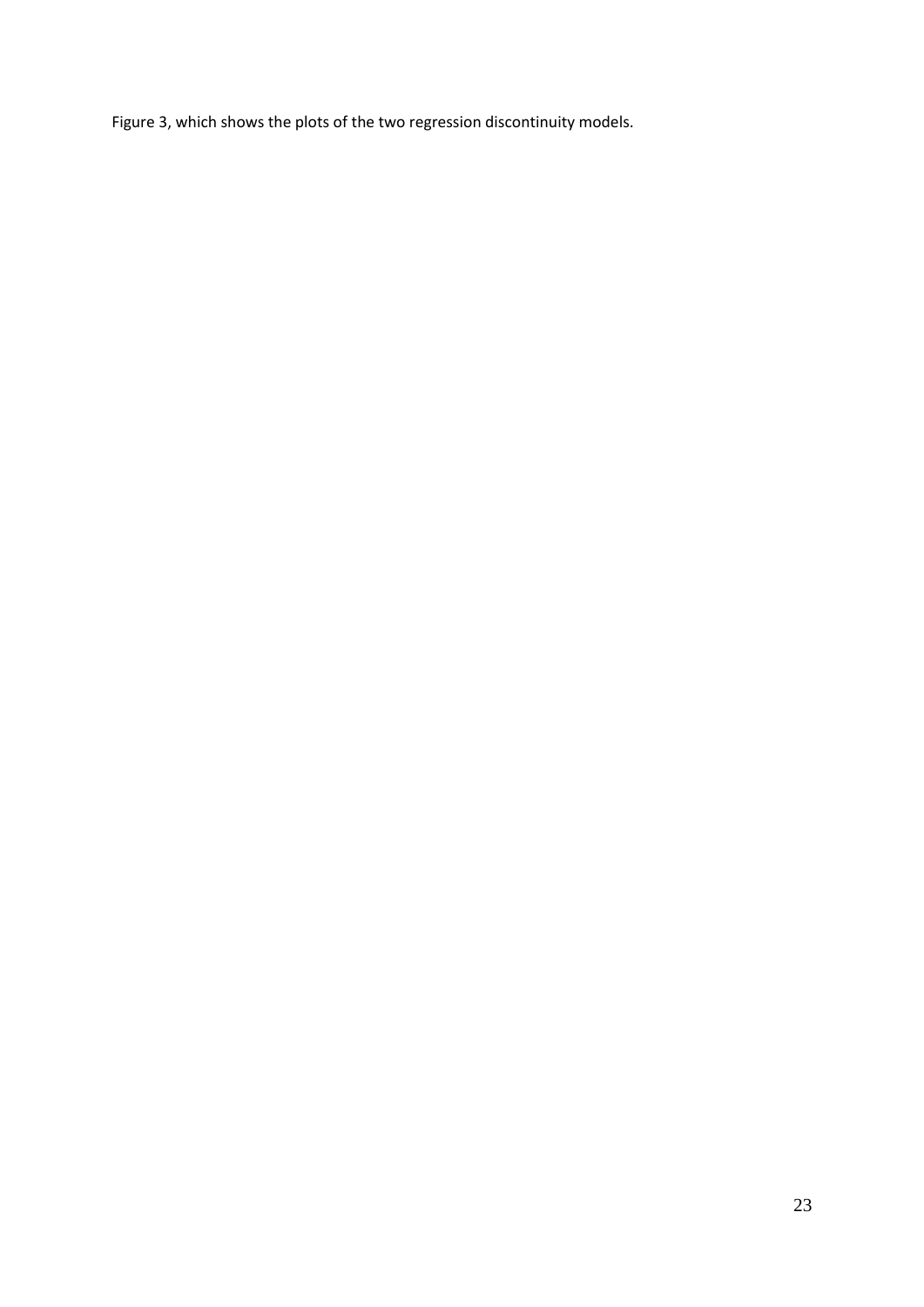Figure 3, which shows the plots of the two regression discontinuity models.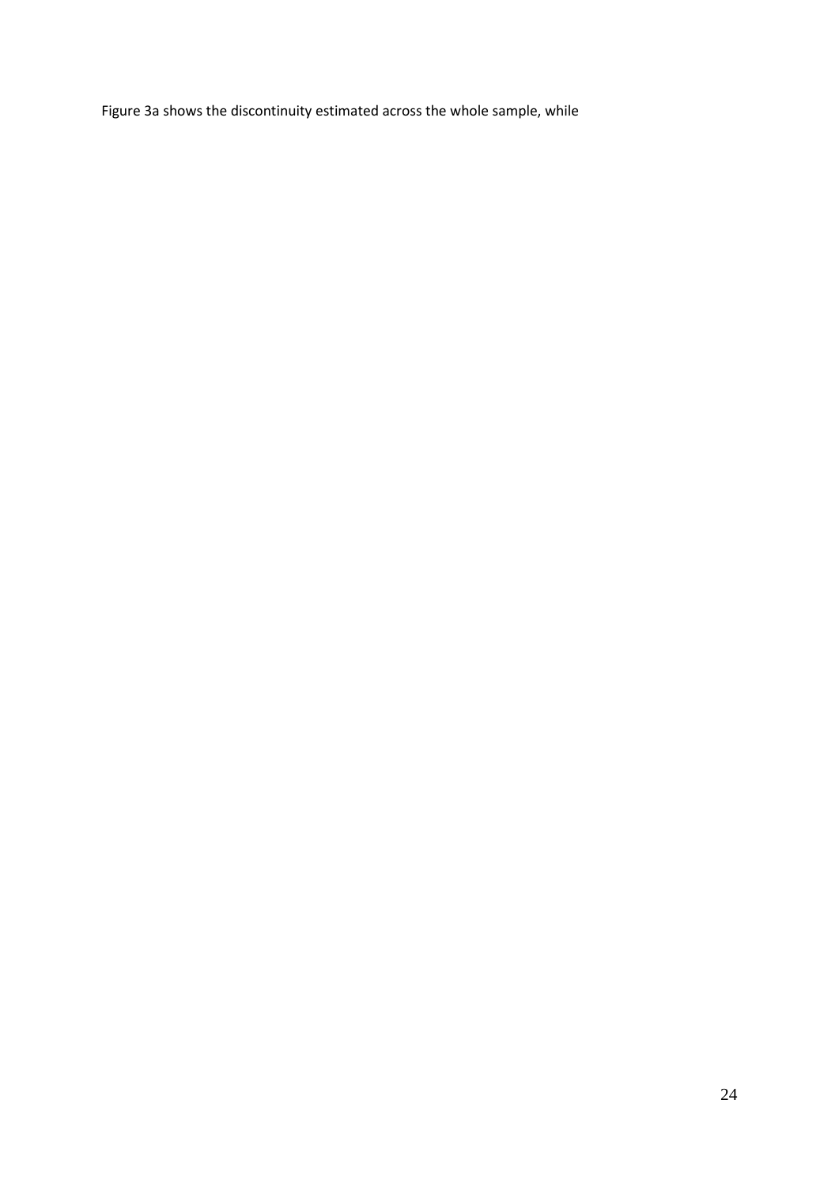Figure 3a shows the discontinuity estimated across the whole sample, while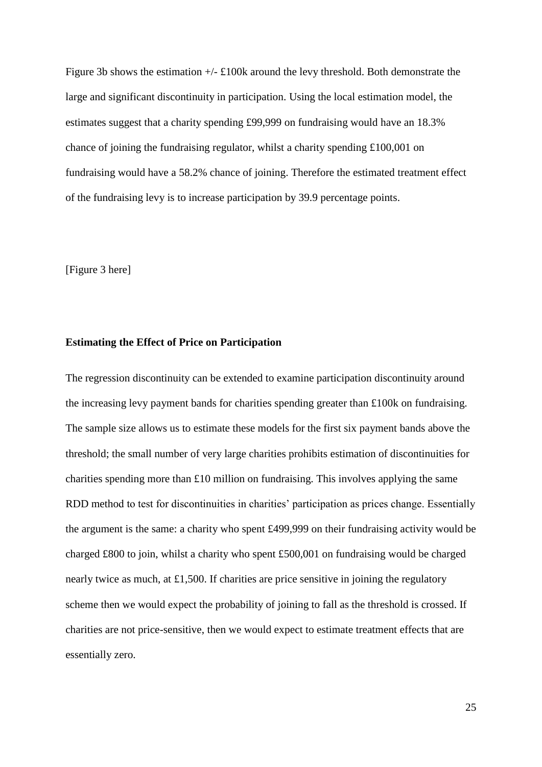Figure 3b shows the estimation +/- £100k around the levy threshold. Both demonstrate the large and significant discontinuity in participation. Using the local estimation model, the estimates suggest that a charity spending £99,999 on fundraising would have an 18.3% chance of joining the fundraising regulator, whilst a charity spending £100,001 on fundraising would have a 58.2% chance of joining. Therefore the estimated treatment effect of the fundraising levy is to increase participation by 39.9 percentage points.

[Figure 3 here]

**Estimating the Effect of Price on Participation**

The regression discontinuity can be extended to examine participation discontinuity around the increasing levy payment bands for charities spending greater than £100k on fundraising. The sample size allows us to estimate these models for the first six payment bands above the threshold; the small number of very large charities prohibits estimation of discontinuities for charities spending more than £10 million on fundraising. This involves applying the same RDD method to test for discontinuities in charities' participation as prices change. Essentially the argument is the same: a charity who spent £499,999 on their fundraising activity would be charged £800 to join, whilst a charity who spent £500,001 on fundraising would be charged nearly twice as much, at £1,500. If charities are price sensitive in joining the regulatory scheme then we would expect the probability of joining to fall as the threshold is crossed. If charities are not price-sensitive, then we would expect to estimate treatment effects that are essentially zero.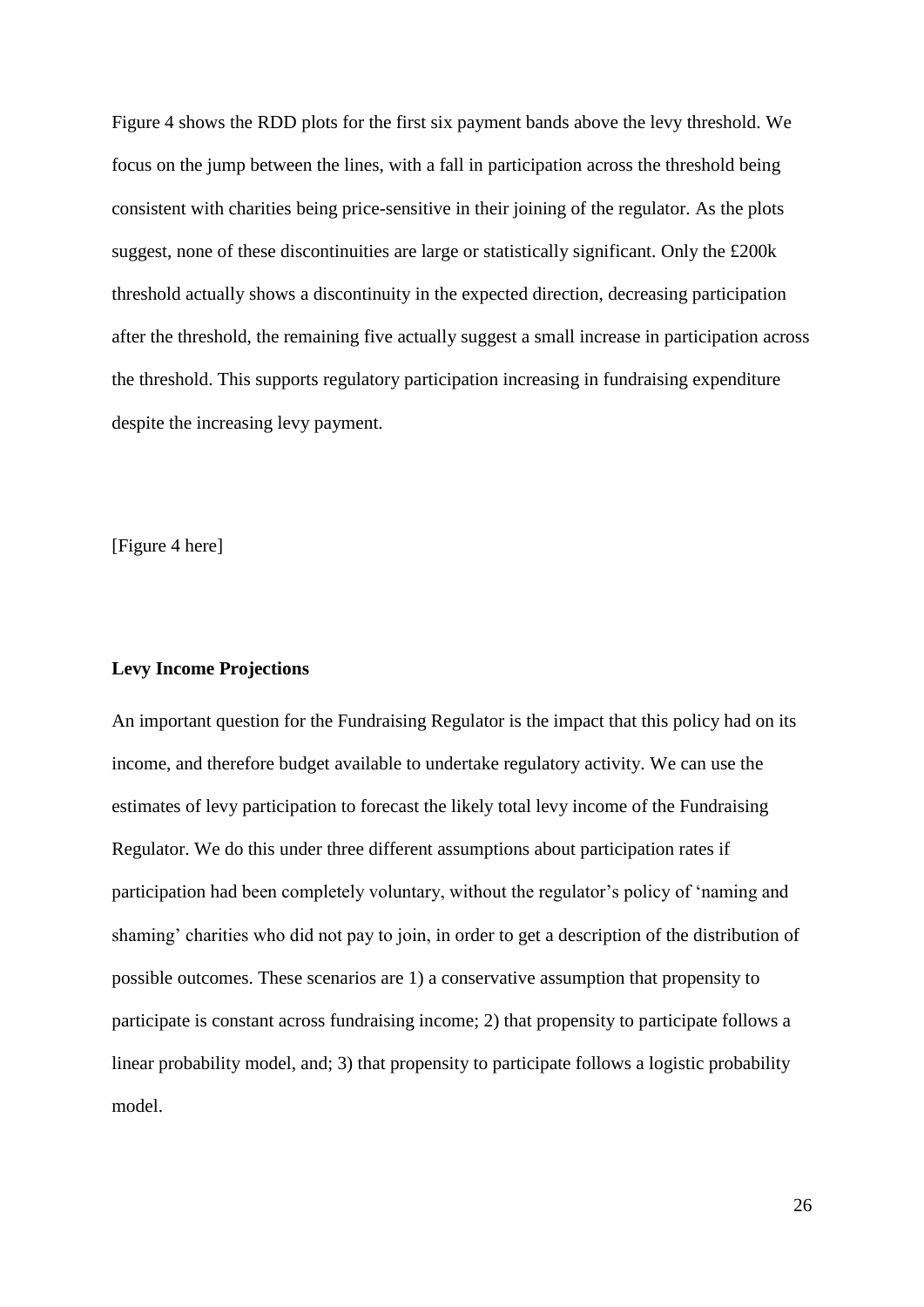Figure 4 shows the RDD plots for the first six payment bands above the levy threshold. We focus on the jump between the lines, with a fall in participation across the threshold being consistent with charities being price-sensitive in their joining of the regulator. As the plots suggest, none of these discontinuities are large or statistically significant. Only the £200k threshold actually shows a discontinuity in the expected direction, decreasing participation after the threshold, the remaining five actually suggest a small increase in participation across the threshold. This supports regulatory participation increasing in fundraising expenditure despite the increasing levy payment.

[Figure 4 here]

**Levy Income Projections**

An important question for the Fundraising Regulator is the impact that this policy had on its income, and therefore budget available to undertake regulatory activity. We can use the estimates of levy participation to forecast the likely total levy income of the Fundraising Regulator. We do this under three different assumptions about participation rates if participation had been completely voluntary, without the regulator's policy of 'naming and shaming' charities who did not pay to join, in order to get a description of the distribution of possible outcomes. These scenarios are 1) a conservative assumption that propensity to participate is constant across fundraising income; 2) that propensity to participate follows a linear probability model, and; 3) that propensity to participate follows a logistic probability model.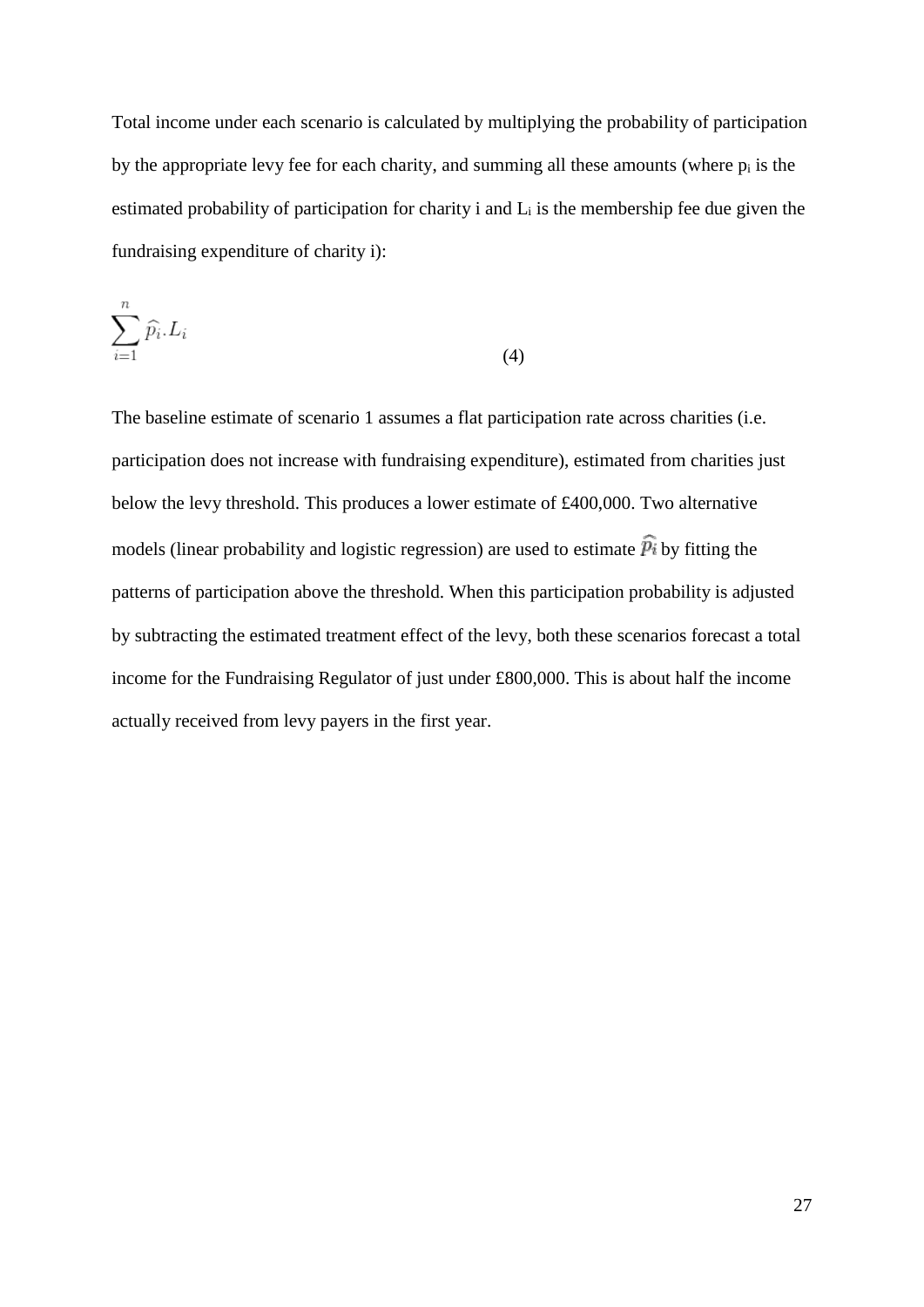Total income under each scenario is calculated by multiplying the probability of participation by the appropriate levy fee for each charity, and summing all these amounts (where $p_i$ is the estimated probability of participation for charity i and $L_i$ is the membership fee due given the fundraising expenditure of charity i):

$$\sum_{i=1}^{n} \widehat{p_i}.L_i \tag{4}$$

The baseline estimate of scenario 1 assumes a flat participation rate across charities (i.e. participation does not increase with fundraising expenditure), estimated from charities just below the levy threshold. This produces a lower estimate of £400,000. Two alternative models (linear probability and logistic regression) are used to estimate $\widehat{p_i}$ by fitting the patterns of participation above the threshold. When this participation probability is adjusted by subtracting the estimated treatment effect of the levy, both these scenarios forecast a total income for the Fundraising Regulator of just under £800,000. This is about half the income actually received from levy payers in the first year.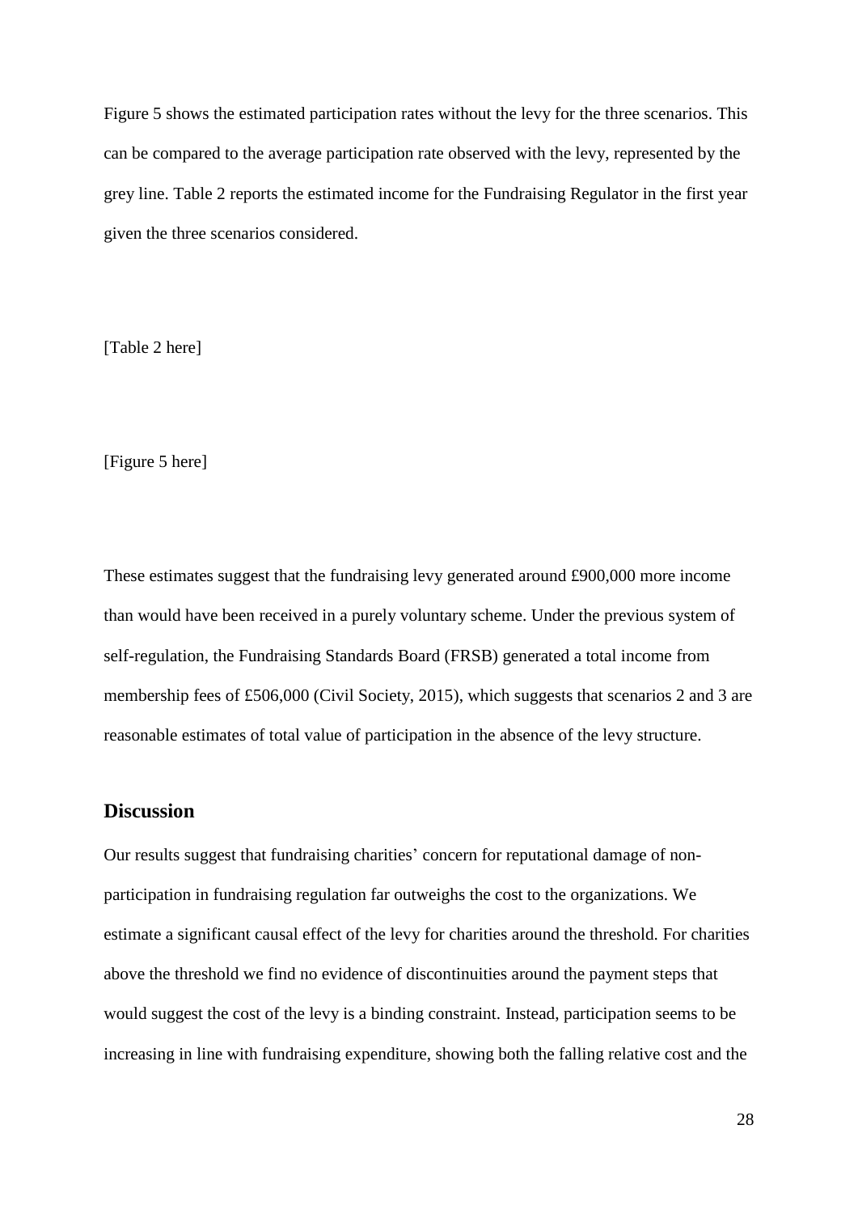Figure 5 shows the estimated participation rates without the levy for the three scenarios. This can be compared to the average participation rate observed with the levy, represented by the grey line. Table 2 reports the estimated income for the Fundraising Regulator in the first year given the three scenarios considered.

[Table 2 here]

[Figure 5 here]

These estimates suggest that the fundraising levy generated around £900,000 more income than would have been received in a purely voluntary scheme. Under the previous system of self-regulation, the Fundraising Standards Board (FRSB) generated a total income from membership fees of £506,000 (Civil Society, 2015), which suggests that scenarios 2 and 3 are reasonable estimates of total value of participation in the absence of the levy structure.

## Discussion

Our results suggest that fundraising charities' concern for reputational damage of non-participation in fundraising regulation far outweighs the cost to the organizations. We estimate a significant causal effect of the levy for charities around the threshold. For charities above the threshold we find no evidence of discontinuities around the payment steps that would suggest the cost of the levy is a binding constraint. Instead, participation seems to be increasing in line with fundraising expenditure, showing both the falling relative cost and the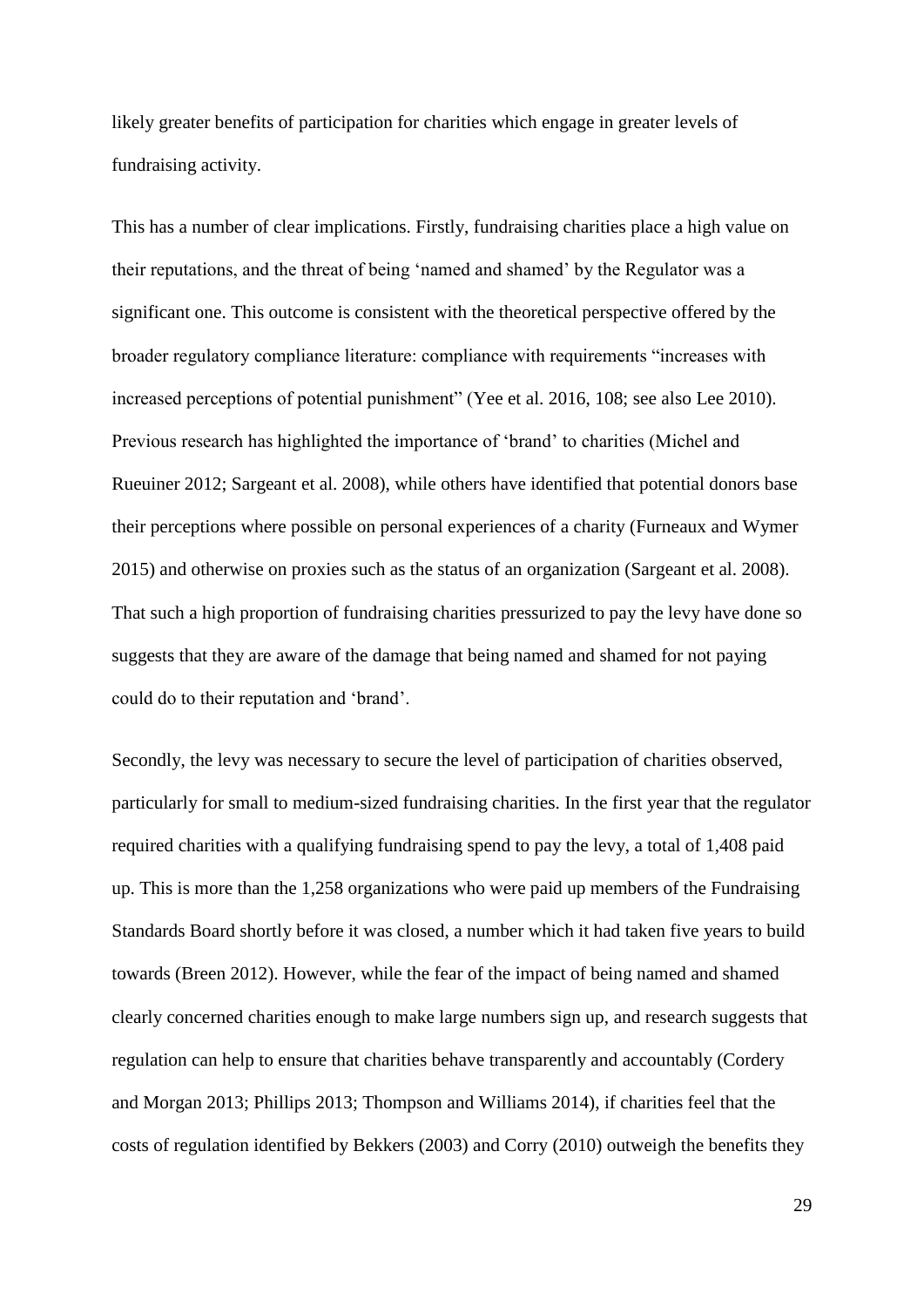likely greater benefits of participation for charities which engage in greater levels of fundraising activity.

This has a number of clear implications. Firstly, fundraising charities place a high value on their reputations, and the threat of being 'named and shamed' by the Regulator was a significant one. This outcome is consistent with the theoretical perspective offered by the broader regulatory compliance literature: compliance with requirements "increases with increased perceptions of potential punishment" (Yee et al. 2016, 108; see also Lee 2010). Previous research has highlighted the importance of 'brand' to charities (Michel and Rueuiner 2012; Sargeant et al. 2008), while others have identified that potential donors base their perceptions where possible on personal experiences of a charity (Furneaux and Wymer 2015) and otherwise on proxies such as the status of an organization (Sargeant et al. 2008). That such a high proportion of fundraising charities pressurized to pay the levy have done so suggests that they are aware of the damage that being named and shamed for not paying could do to their reputation and 'brand'.

Secondly, the levy was necessary to secure the level of participation of charities observed, particularly for small to medium-sized fundraising charities. In the first year that the regulator required charities with a qualifying fundraising spend to pay the levy, a total of 1,408 paid up. This is more than the 1,258 organizations who were paid up members of the Fundraising Standards Board shortly before it was closed, a number which it had taken five years to build towards (Breen 2012). However, while the fear of the impact of being named and shamed clearly concerned charities enough to make large numbers sign up, and research suggests that regulation can help to ensure that charities behave transparently and accountably (Cordery and Morgan 2013; Phillips 2013; Thompson and Williams 2014), if charities feel that the costs of regulation identified by Bekkers (2003) and Corry (2010) outweigh the benefits they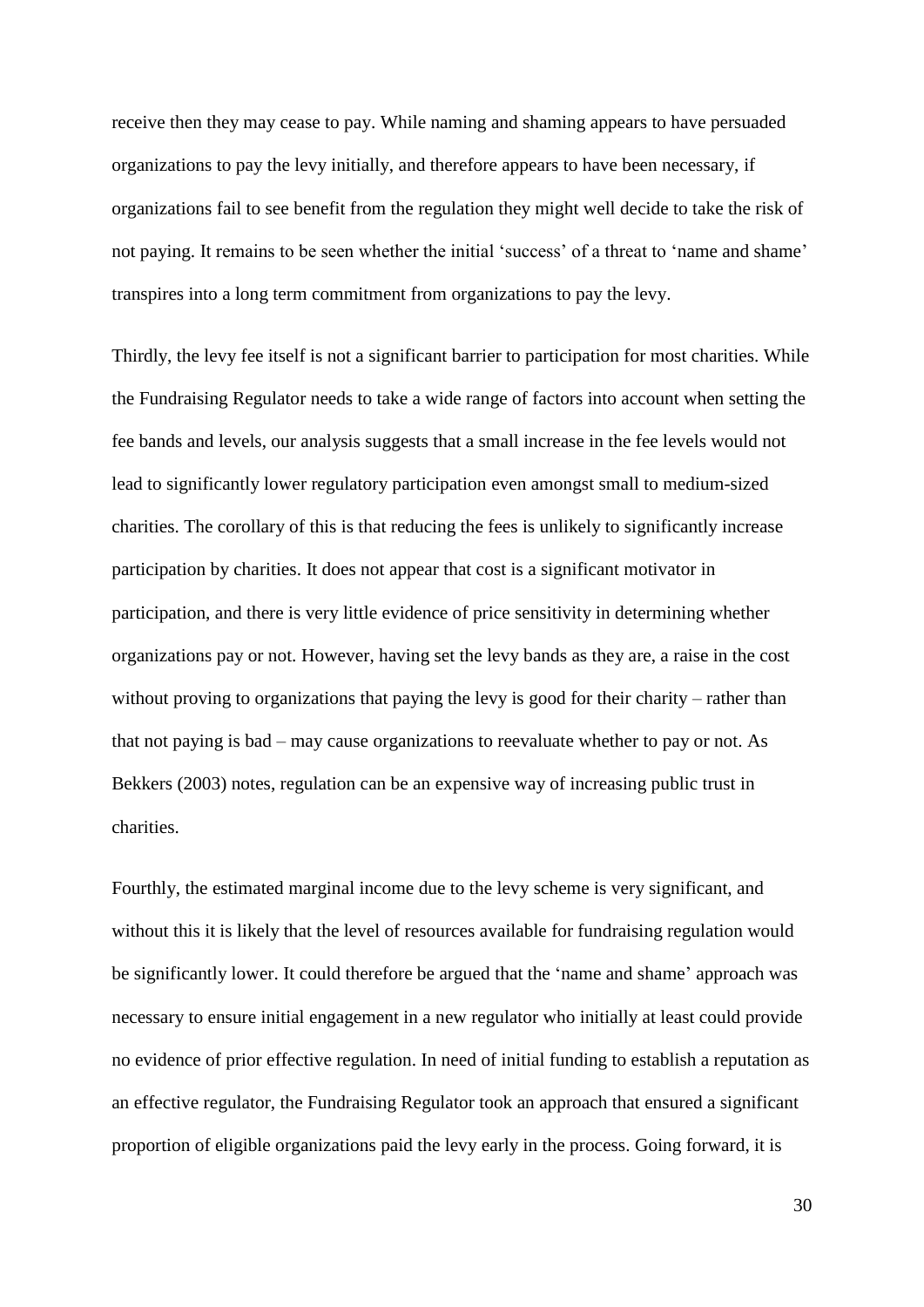receive then they may cease to pay. While naming and shaming appears to have persuaded organizations to pay the levy initially, and therefore appears to have been necessary, if organizations fail to see benefit from the regulation they might well decide to take the risk of not paying. It remains to be seen whether the initial 'success' of a threat to 'name and shame' transpires into a long term commitment from organizations to pay the levy.

Thirdly, the levy fee itself is not a significant barrier to participation for most charities. While the Fundraising Regulator needs to take a wide range of factors into account when setting the fee bands and levels, our analysis suggests that a small increase in the fee levels would not lead to significantly lower regulatory participation even amongst small to medium-sized charities. The corollary of this is that reducing the fees is unlikely to significantly increase participation by charities. It does not appear that cost is a significant motivator in participation, and there is very little evidence of price sensitivity in determining whether organizations pay or not. However, having set the levy bands as they are, a raise in the cost without proving to organizations that paying the levy is good for their charity – rather than that not paying is bad – may cause organizations to reevaluate whether to pay or not. As Bekkers (2003) notes, regulation can be an expensive way of increasing public trust in charities.

Fourthly, the estimated marginal income due to the levy scheme is very significant, and without this it is likely that the level of resources available for fundraising regulation would be significantly lower. It could therefore be argued that the 'name and shame' approach was necessary to ensure initial engagement in a new regulator who initially at least could provide no evidence of prior effective regulation. In need of initial funding to establish a reputation as an effective regulator, the Fundraising Regulator took an approach that ensured a significant proportion of eligible organizations paid the levy early in the process. Going forward, it is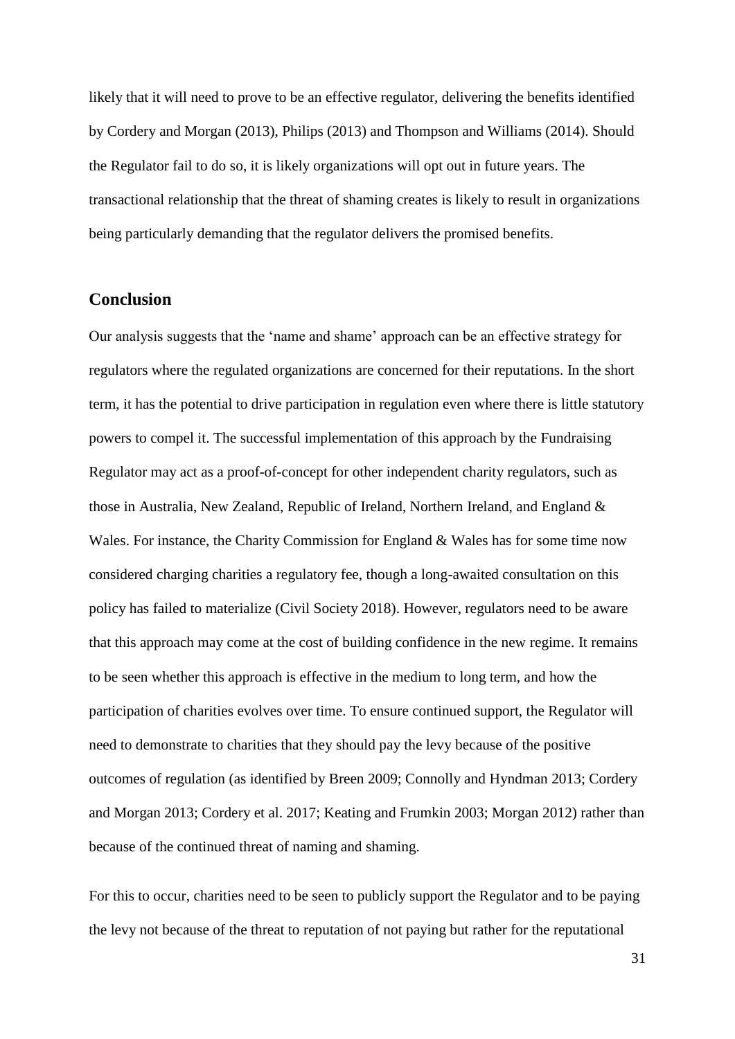likely that it will need to prove to be an effective regulator, delivering the benefits identified by Cordery and Morgan (2013), Philips (2013) and Thompson and Williams (2014). Should the Regulator fail to do so, it is likely organizations will opt out in future years. The transactional relationship that the threat of shaming creates is likely to result in organizations being particularly demanding that the regulator delivers the promised benefits.

## Conclusion

Our analysis suggests that the 'name and shame' approach can be an effective strategy for regulators where the regulated organizations are concerned for their reputations. In the short term, it has the potential to drive participation in regulation even where there is little statutory powers to compel it. The successful implementation of this approach by the Fundraising Regulator may act as a proof-of-concept for other independent charity regulators, such as those in Australia, New Zealand, Republic of Ireland, Northern Ireland, and England & Wales. For instance, the Charity Commission for England & Wales has for some time now considered charging charities a regulatory fee, though a long-awaited consultation on this policy has failed to materialize (Civil Society 2018). However, regulators need to be aware that this approach may come at the cost of building confidence in the new regime. It remains to be seen whether this approach is effective in the medium to long term, and how the participation of charities evolves over time. To ensure continued support, the Regulator will need to demonstrate to charities that they should pay the levy because of the positive outcomes of regulation (as identified by Breen 2009; Connolly and Hyndman 2013; Cordery and Morgan 2013; Cordery et al. 2017; Keating and Frumkin 2003; Morgan 2012) rather than because of the continued threat of naming and shaming.

For this to occur, charities need to be seen to publicly support the Regulator and to be paying the levy not because of the threat to reputation of not paying but rather for the reputational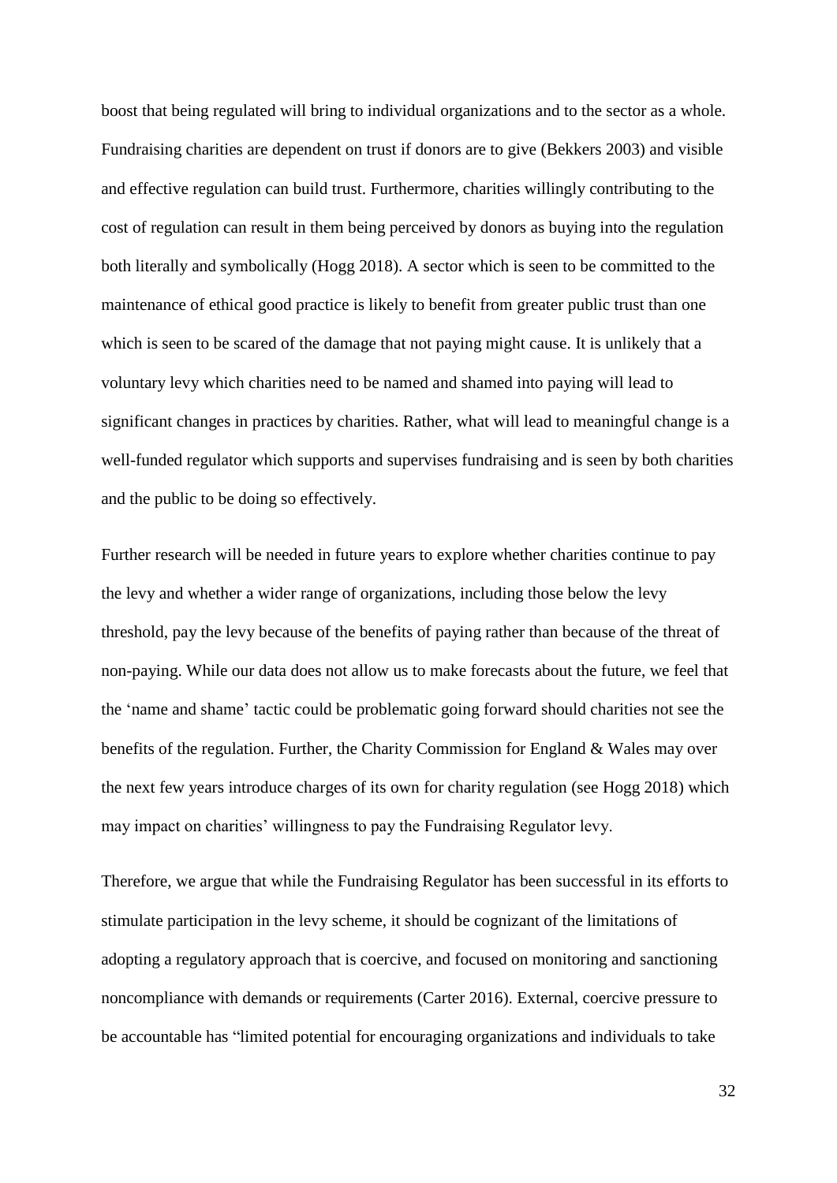boost that being regulated will bring to individual organizations and to the sector as a whole. Fundraising charities are dependent on trust if donors are to give (Bekkers 2003) and visible and effective regulation can build trust. Furthermore, charities willingly contributing to the cost of regulation can result in them being perceived by donors as buying into the regulation both literally and symbolically (Hogg 2018). A sector which is seen to be committed to the maintenance of ethical good practice is likely to benefit from greater public trust than one which is seen to be scared of the damage that not paying might cause. It is unlikely that a voluntary levy which charities need to be named and shamed into paying will lead to significant changes in practices by charities. Rather, what will lead to meaningful change is a well-funded regulator which supports and supervises fundraising and is seen by both charities and the public to be doing so effectively.

Further research will be needed in future years to explore whether charities continue to pay the levy and whether a wider range of organizations, including those below the levy threshold, pay the levy because of the benefits of paying rather than because of the threat of non-paying. While our data does not allow us to make forecasts about the future, we feel that the 'name and shame' tactic could be problematic going forward should charities not see the benefits of the regulation. Further, the Charity Commission for England & Wales may over the next few years introduce charges of its own for charity regulation (see Hogg 2018) which may impact on charities' willingness to pay the Fundraising Regulator levy.

Therefore, we argue that while the Fundraising Regulator has been successful in its efforts to stimulate participation in the levy scheme, it should be cognizant of the limitations of adopting a regulatory approach that is coercive, and focused on monitoring and sanctioning noncompliance with demands or requirements (Carter 2016). External, coercive pressure to be accountable has "limited potential for encouraging organizations and individuals to take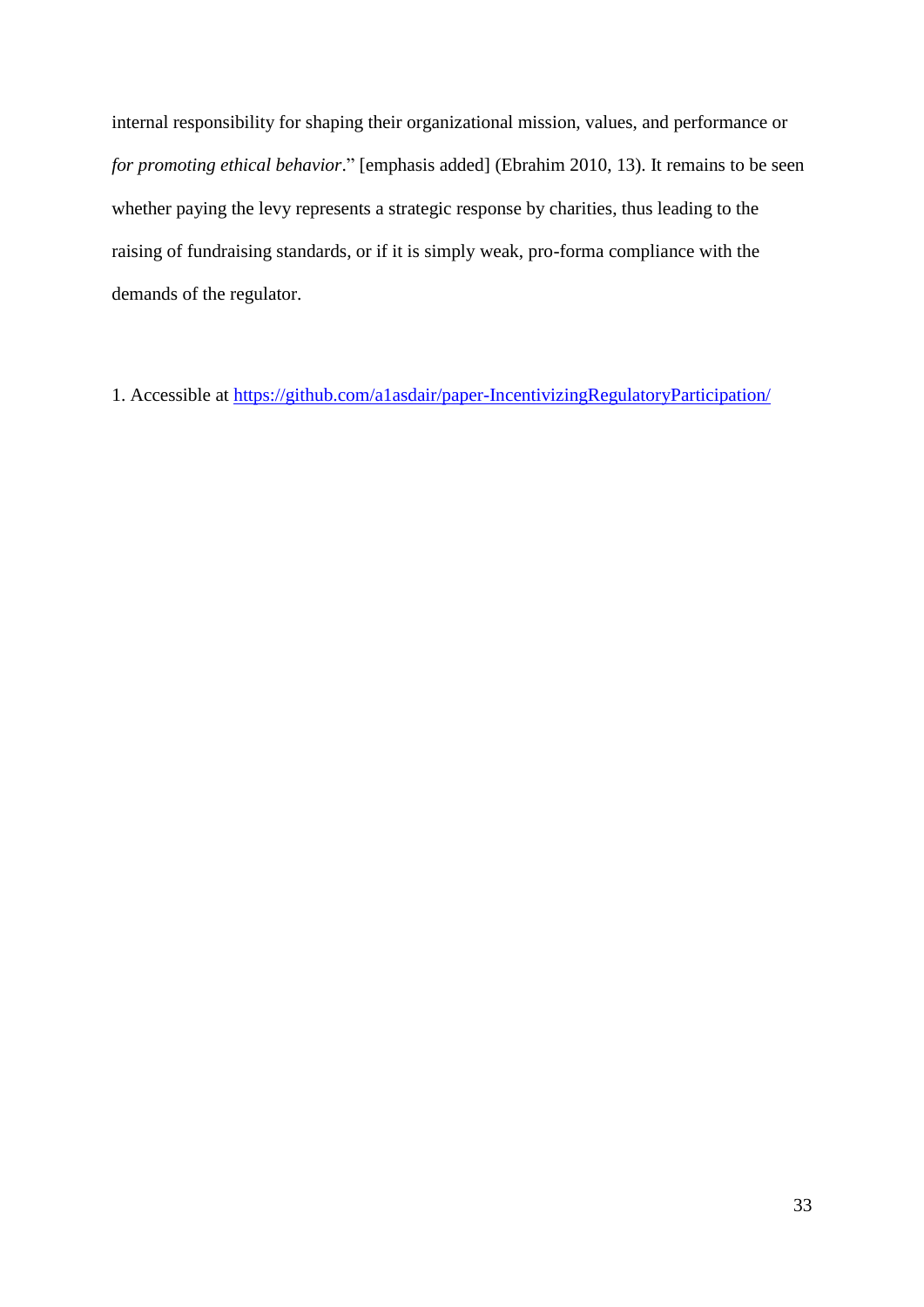internal responsibility for shaping their organizational mission, values, and performance or *for promoting ethical behavior*." [emphasis added] (Ebrahim 2010, 13). It remains to be seen whether paying the levy represents a strategic response by charities, thus leading to the raising of fundraising standards, or if it is simply weak, pro-forma compliance with the demands of the regulator.

1. Accessible at https://github.com/a1asdair/paper-IncentivizingRegulatoryParticipation/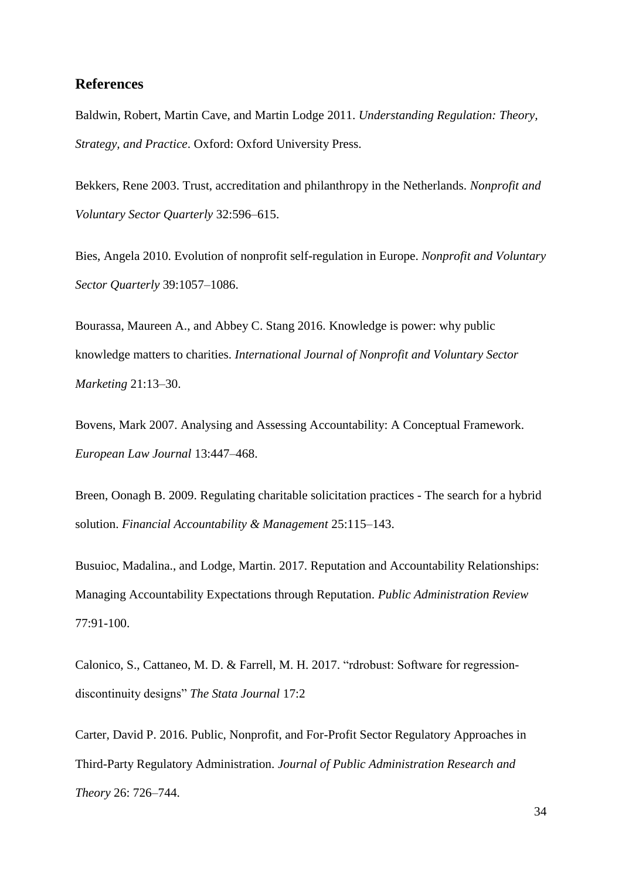## References

Baldwin, Robert, Martin Cave, and Martin Lodge 2011. *Understanding Regulation: Theory, Strategy, and Practice*. Oxford: Oxford University Press.

Bekkers, Rene 2003. Trust, accreditation and philanthropy in the Netherlands. *Nonprofit and Voluntary Sector Quarterly* 32:596–615.

Bies, Angela 2010. Evolution of nonprofit self-regulation in Europe. *Nonprofit and Voluntary Sector Quarterly* 39:1057–1086.

Bourassa, Maureen A., and Abbey C. Stang 2016. Knowledge is power: why public knowledge matters to charities. *International Journal of Nonprofit and Voluntary Sector Marketing* 21:13–30.

Bovens, Mark 2007. Analysing and Assessing Accountability: A Conceptual Framework. *European Law Journal* 13:447–468.

Breen, Oonagh B. 2009. Regulating charitable solicitation practices - The search for a hybrid solution. *Financial Accountability & Management* 25:115–143.

Busuioc, Madalina., and Lodge, Martin. 2017. Reputation and Accountability Relationships: Managing Accountability Expectations through Reputation. *Public Administration Review* 77:91-100.

Calonico, S., Cattaneo, M. D. & Farrell, M. H. 2017. "rdrobust: Software for regression-discontinuity designs" *The Stata Journal* 17:2

Carter, David P. 2016. Public, Nonprofit, and For-Profit Sector Regulatory Approaches in Third-Party Regulatory Administration. *Journal of Public Administration Research and Theory* 26: 726–744.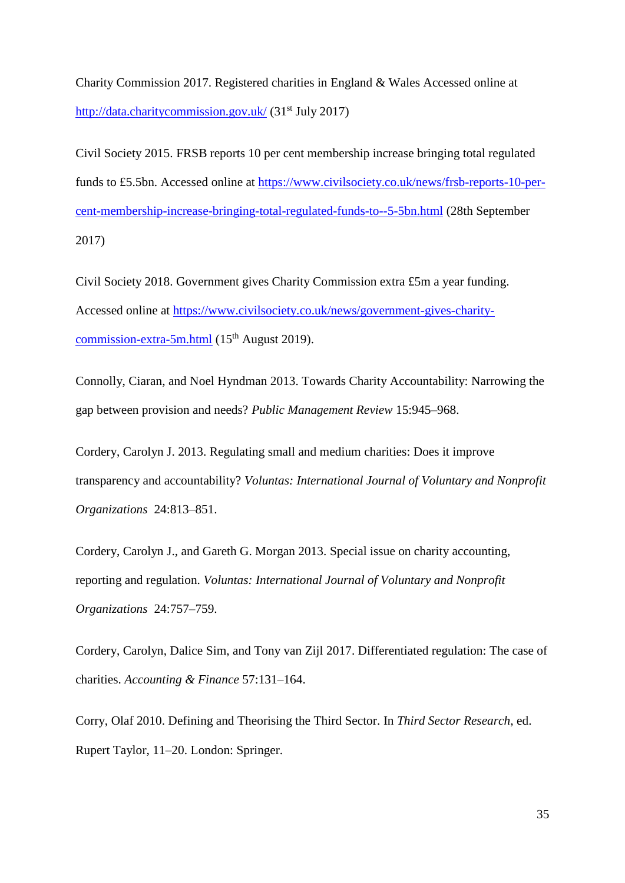Charity Commission 2017. Registered charities in England & Wales Accessed online at http://data.charitycommission.gov.uk/ (31st July 2017)

Civil Society 2015. FRSB reports 10 per cent membership increase bringing total regulated funds to £5.5bn. Accessed online at https://www.civilsociety.co.uk/news/frsb-reports-10-per-cent-membership-increase-bringing-total-regulated-funds-to--5-5bn.html (28th September 2017)

Civil Society 2018. Government gives Charity Commission extra £5m a year funding. Accessed online at https://www.civilsociety.co.uk/news/government-gives-charity-commission-extra-5m.html (15th August 2019).

Connolly, Ciaran, and Noel Hyndman 2013. Towards Charity Accountability: Narrowing the gap between provision and needs? *Public Management Review* 15:945–968.

Cordery, Carolyn J. 2013. Regulating small and medium charities: Does it improve transparency and accountability? *Voluntas: International Journal of Voluntary and Nonprofit Organizations* 24:813–851.

Cordery, Carolyn J., and Gareth G. Morgan 2013. Special issue on charity accounting, reporting and regulation. *Voluntas: International Journal of Voluntary and Nonprofit Organizations* 24:757–759.

Cordery, Carolyn, Dalice Sim, and Tony van Zijl 2017. Differentiated regulation: The case of charities. *Accounting & Finance* 57:131–164.

Corry, Olaf 2010. Defining and Theorising the Third Sector. In *Third Sector Research*, ed. Rupert Taylor, 11–20. London: Springer.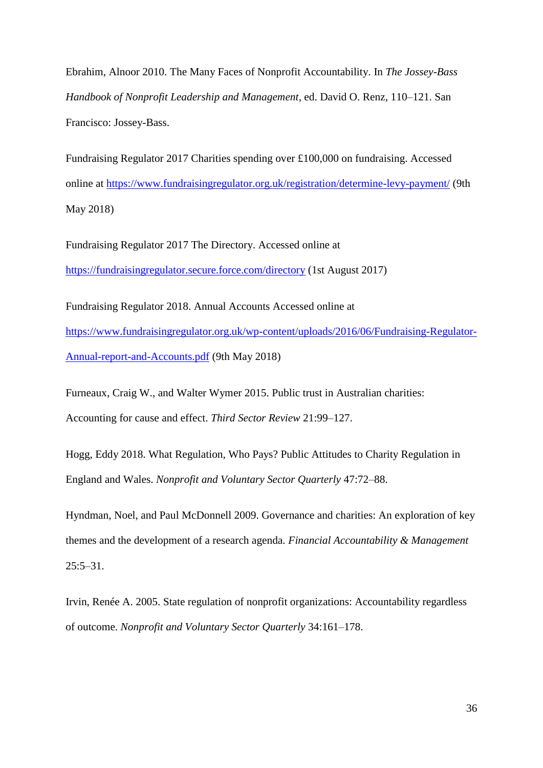Ebrahim, Alnoor 2010. The Many Faces of Nonprofit Accountability. In *The Jossey-Bass Handbook of Nonprofit Leadership and Management*, ed. David O. Renz, 110–121. San Francisco: Jossey-Bass.

Fundraising Regulator 2017 Charities spending over £100,000 on fundraising. Accessed online at https://www.fundraisingregulator.org.uk/registration/determine-levy-payment/ (9th May 2018)

Fundraising Regulator 2017 The Directory. Accessed online at https://fundraisingregulator.secure.force.com/directory (1st August 2017)

Fundraising Regulator 2018. Annual Accounts Accessed online at https://www.fundraisingregulator.org.uk/wp-content/uploads/2016/06/Fundraising-Regulator-Annual-report-and-Accounts.pdf (9th May 2018)

Furneaux, Craig W., and Walter Wymer 2015. Public trust in Australian charities: Accounting for cause and effect. *Third Sector Review* 21:99–127.

Hogg, Eddy 2018. What Regulation, Who Pays? Public Attitudes to Charity Regulation in England and Wales. *Nonprofit and Voluntary Sector Quarterly* 47:72–88.

Hyndman, Noel, and Paul McDonnell 2009. Governance and charities: An exploration of key themes and the development of a research agenda. *Financial Accountability & Management* 25:5–31.

Irvin, Renée A. 2005. State regulation of nonprofit organizations: Accountability regardless of outcome. *Nonprofit and Voluntary Sector Quarterly* 34:161–178.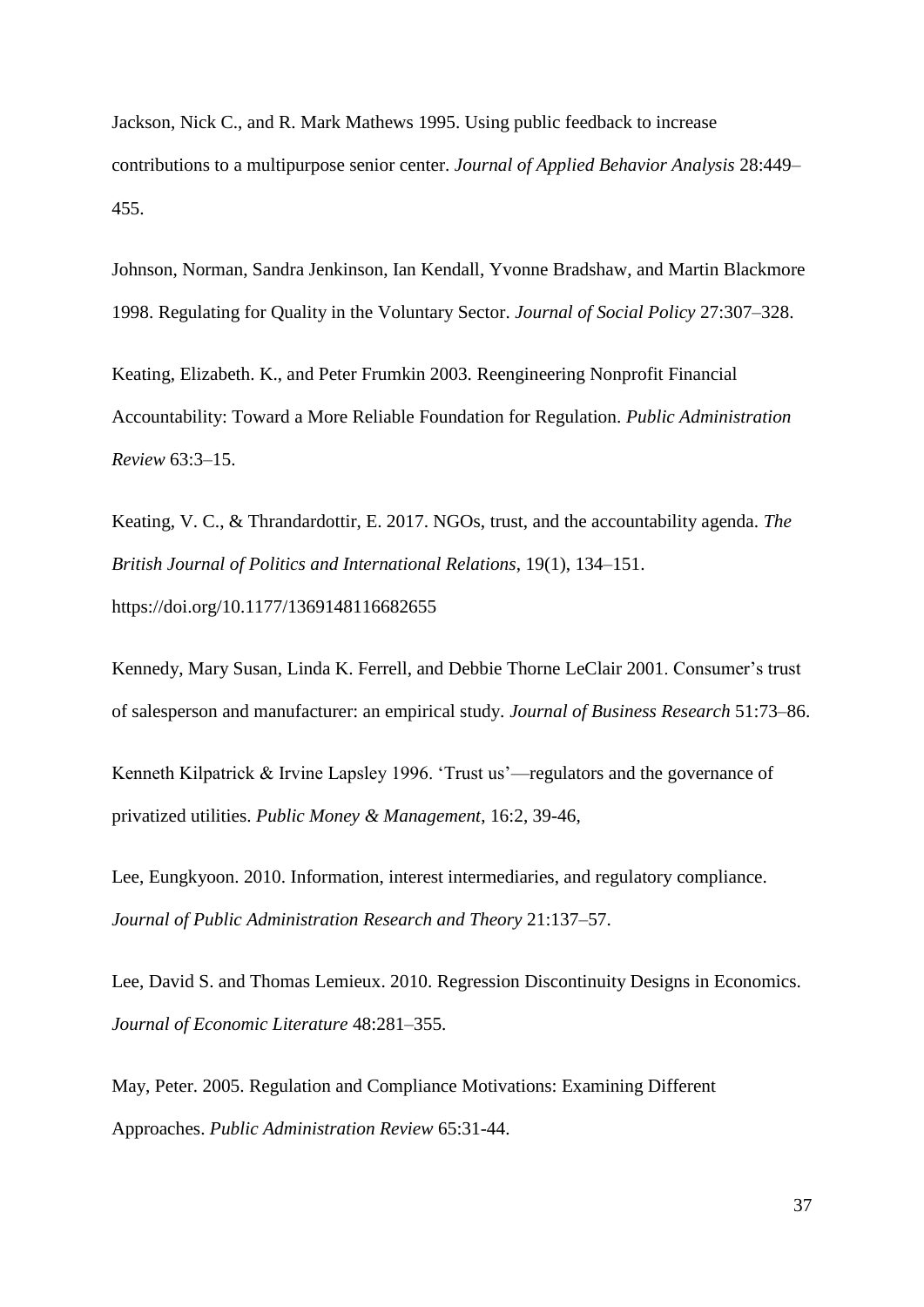Jackson, Nick C., and R. Mark Mathews 1995. Using public feedback to increase contributions to a multipurpose senior center. *Journal of Applied Behavior Analysis* 28:449–455.

Johnson, Norman, Sandra Jenkinson, Ian Kendall, Yvonne Bradshaw, and Martin Blackmore 1998. Regulating for Quality in the Voluntary Sector. *Journal of Social Policy* 27:307–328.

Keating, Elizabeth. K., and Peter Frumkin 2003. Reengineering Nonprofit Financial Accountability: Toward a More Reliable Foundation for Regulation. *Public Administration Review* 63:3–15.

Keating, V. C., & Thrandardottir, E. 2017. NGOs, trust, and the accountability agenda. *The British Journal of Politics and International Relations*, 19(1), 134–151. https://doi.org/10.1177/1369148116682655

Kennedy, Mary Susan, Linda K. Ferrell, and Debbie Thorne LeClair 2001. Consumer's trust of salesperson and manufacturer: an empirical study. *Journal of Business Research* 51:73–86.

Kenneth Kilpatrick & Irvine Lapsley 1996. 'Trust us'—regulators and the governance of privatized utilities. *Public Money & Management*, 16:2, 39-46,

Lee, Eungkyoon. 2010. Information, interest intermediaries, and regulatory compliance. *Journal of Public Administration Research and Theory* 21:137–57.

Lee, David S. and Thomas Lemieux. 2010. Regression Discontinuity Designs in Economics. *Journal of Economic Literature* 48:281–355.

May, Peter. 2005. Regulation and Compliance Motivations: Examining Different Approaches. *Public Administration Review* 65:31-44.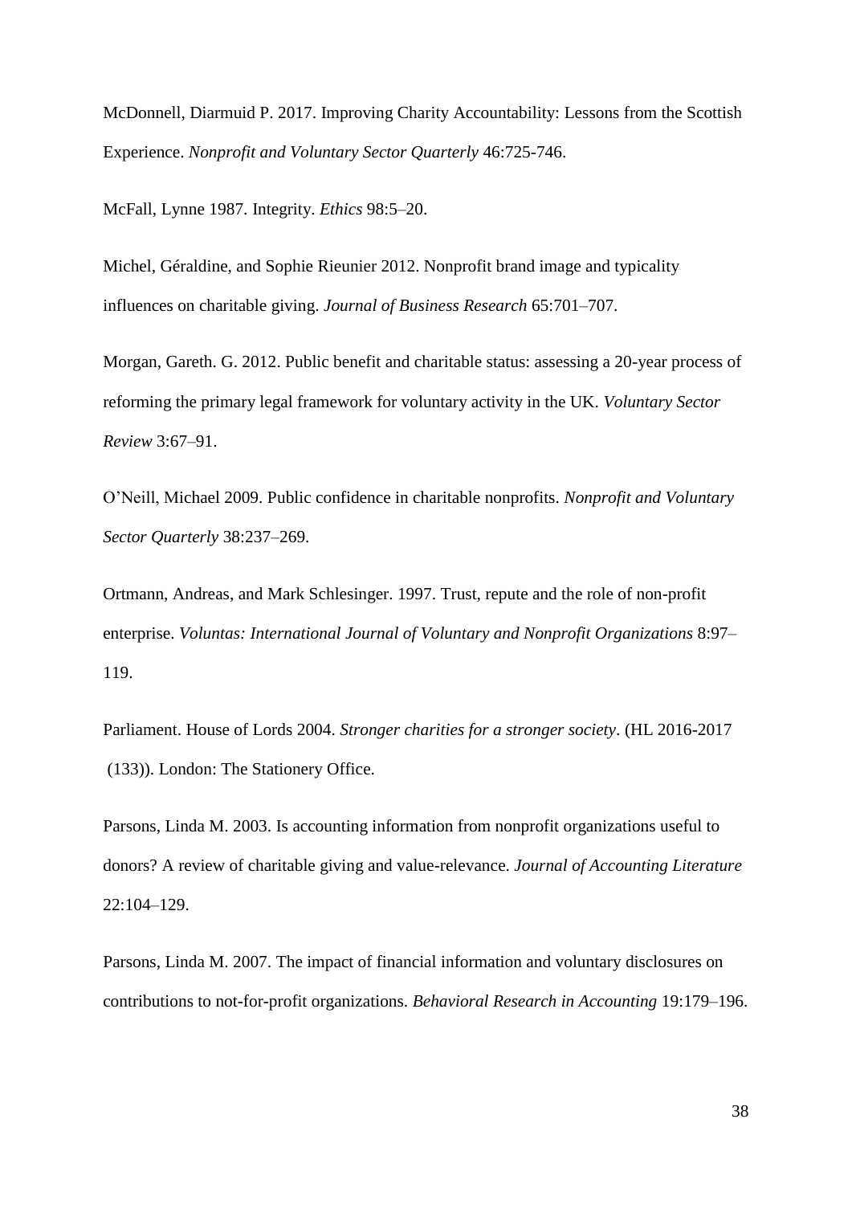McDonnell, Diarmuid P. 2017. Improving Charity Accountability: Lessons from the Scottish Experience. *Nonprofit and Voluntary Sector Quarterly* 46:725-746.

McFall, Lynne 1987. Integrity. *Ethics* 98:5–20.

Michel, Géraldine, and Sophie Rieunier 2012. Nonprofit brand image and typicality influences on charitable giving. *Journal of Business Research* 65:701–707.

Morgan, Gareth. G. 2012. Public benefit and charitable status: assessing a 20-year process of reforming the primary legal framework for voluntary activity in the UK. *Voluntary Sector Review* 3:67–91.

O'Neill, Michael 2009. Public confidence in charitable nonprofits. *Nonprofit and Voluntary Sector Quarterly* 38:237–269.

Ortmann, Andreas, and Mark Schlesinger. 1997. Trust, repute and the role of non-profit enterprise. *Voluntas: International Journal of Voluntary and Nonprofit Organizations* 8:97–119.

Parliament. House of Lords 2004. *Stronger charities for a stronger society*. (HL 2016-2017 (133)). London: The Stationery Office.

Parsons, Linda M. 2003. Is accounting information from nonprofit organizations useful to donors? A review of charitable giving and value-relevance. *Journal of Accounting Literature* 22:104–129.

Parsons, Linda M. 2007. The impact of financial information and voluntary disclosures on contributions to not-for-profit organizations. *Behavioral Research in Accounting* 19:179–196.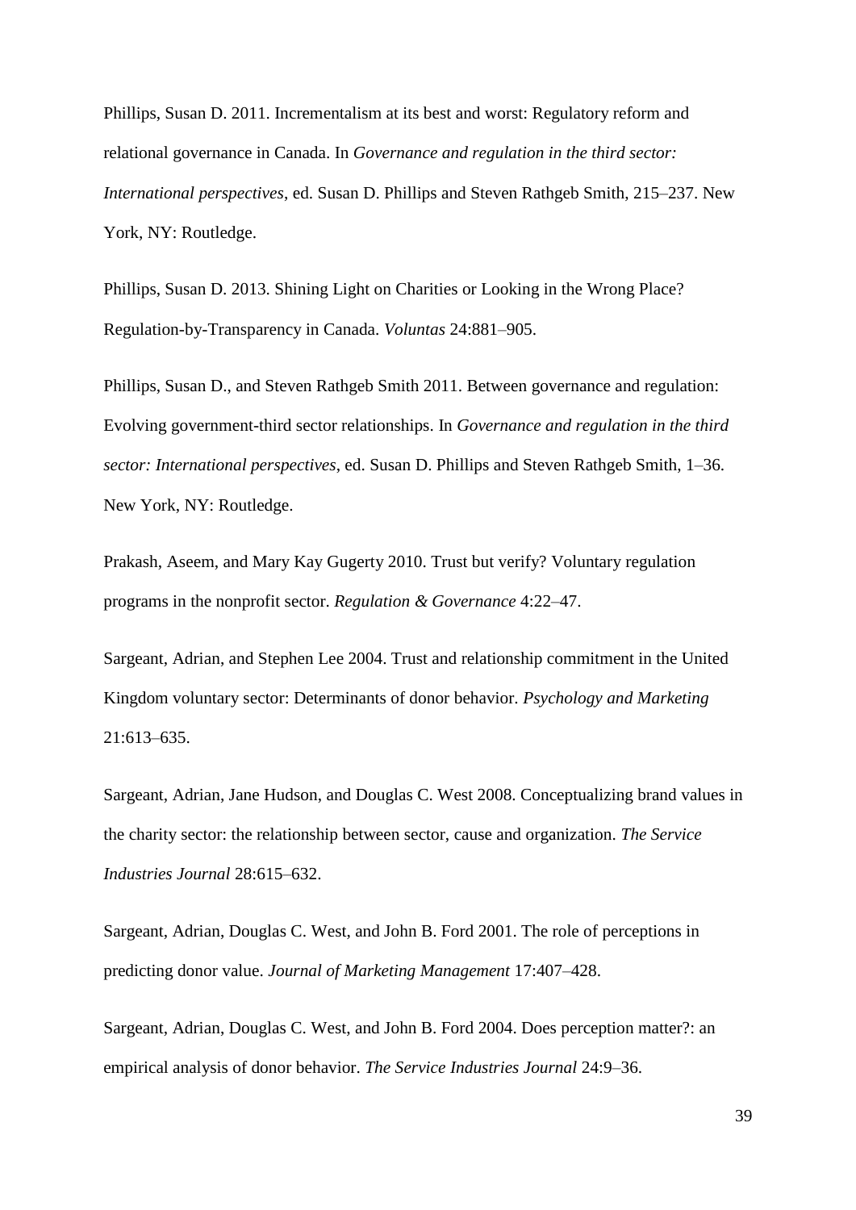Phillips, Susan D. 2011. Incrementalism at its best and worst: Regulatory reform and relational governance in Canada. In *Governance and regulation in the third sector: International perspectives*, ed. Susan D. Phillips and Steven Rathgeb Smith, 215–237. New York, NY: Routledge.

Phillips, Susan D. 2013. Shining Light on Charities or Looking in the Wrong Place? Regulation-by-Transparency in Canada. *Voluntas* 24:881–905.

Phillips, Susan D., and Steven Rathgeb Smith 2011. Between governance and regulation: Evolving government-third sector relationships. In *Governance and regulation in the third sector: International perspectives*, ed. Susan D. Phillips and Steven Rathgeb Smith, 1–36. New York, NY: Routledge.

Prakash, Aseem, and Mary Kay Gugerty 2010. Trust but verify? Voluntary regulation programs in the nonprofit sector. *Regulation & Governance* 4:22–47.

Sargeant, Adrian, and Stephen Lee 2004. Trust and relationship commitment in the United Kingdom voluntary sector: Determinants of donor behavior. *Psychology and Marketing* 21:613–635.

Sargeant, Adrian, Jane Hudson, and Douglas C. West 2008. Conceptualizing brand values in the charity sector: the relationship between sector, cause and organization. *The Service Industries Journal* 28:615–632.

Sargeant, Adrian, Douglas C. West, and John B. Ford 2001. The role of perceptions in predicting donor value. *Journal of Marketing Management* 17:407–428.

Sargeant, Adrian, Douglas C. West, and John B. Ford 2004. Does perception matter?: an empirical analysis of donor behavior. *The Service Industries Journal* 24:9–36.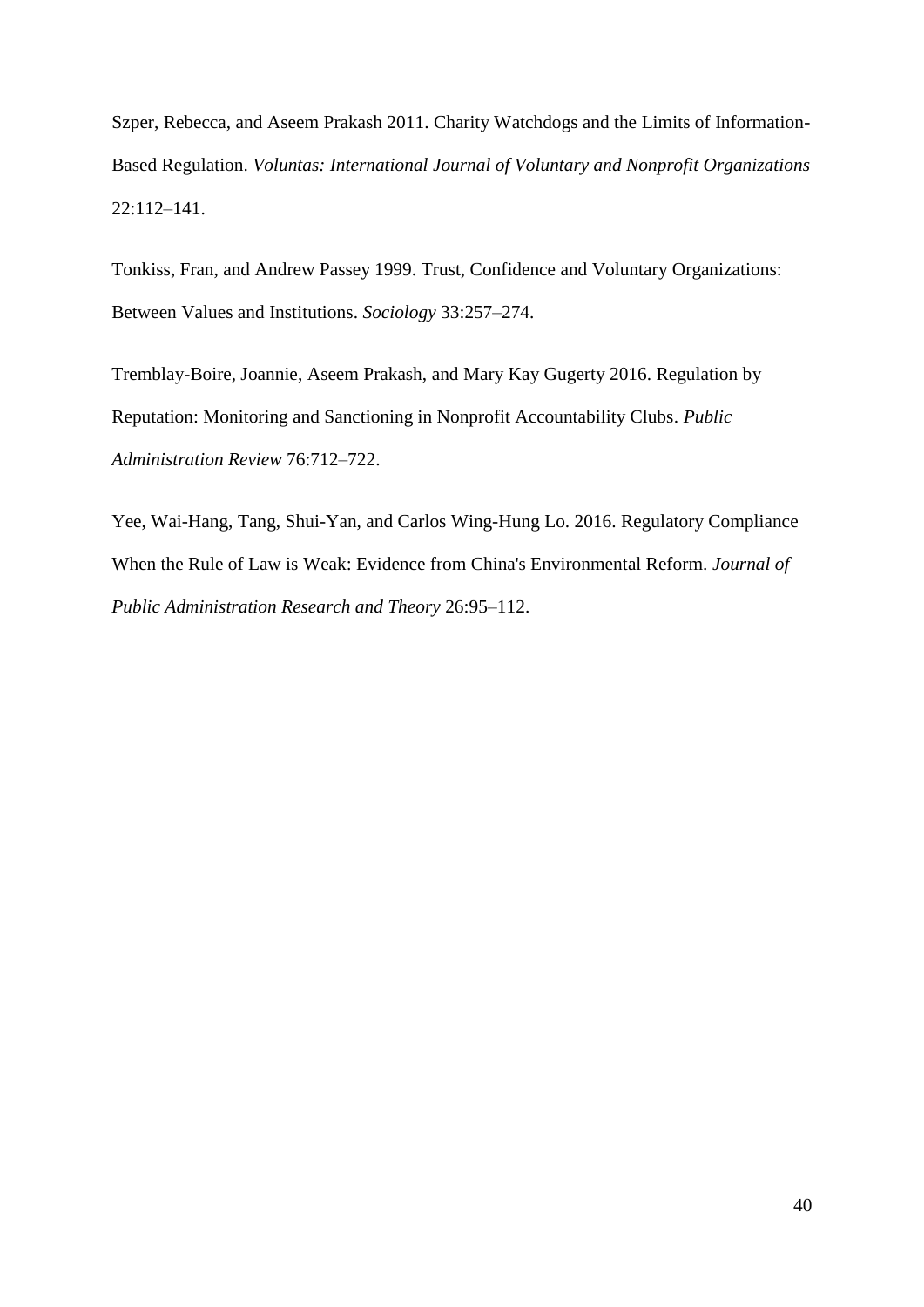Szper, Rebecca, and Aseem Prakash 2011. Charity Watchdogs and the Limits of Information-Based Regulation. *Voluntas: International Journal of Voluntary and Nonprofit Organizations* 22:112–141.

Tonkiss, Fran, and Andrew Passey 1999. Trust, Confidence and Voluntary Organizations: Between Values and Institutions. *Sociology* 33:257–274.

Tremblay-Boire, Joannie, Aseem Prakash, and Mary Kay Gugerty 2016. Regulation by Reputation: Monitoring and Sanctioning in Nonprofit Accountability Clubs. *Public Administration Review* 76:712–722.

Yee, Wai-Hang, Tang, Shui-Yan, and Carlos Wing-Hung Lo. 2016. Regulatory Compliance When the Rule of Law is Weak: Evidence from China's Environmental Reform. *Journal of Public Administration Research and Theory* 26:95–112.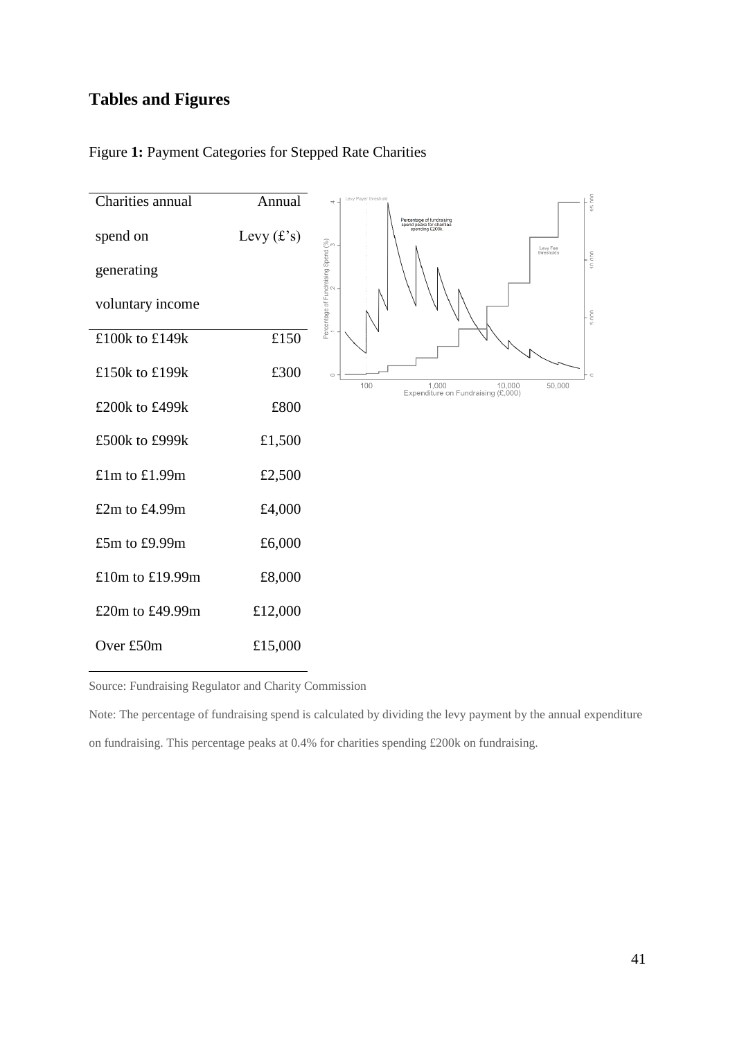## Tables and Figures

Figure **1:** Payment Categories for Stepped Rate Charities

| Charities annual spend on generating voluntary income | Annual Levy (£'s) |
|---|---|
| £100k to £149k | £150 |
| £150k to £199k | £300 |
| £200k to £499k | £800 |
| £500k to £999k | £1,500 |
| £1m to £1.99m | £2,500 |
| £2m to £4.99m | £4,000 |
| £5m to £9.99m | £6,000 |
| £10m to £19.99m | £8,000 |
| £20m to £49.99m | £12,000 |
| Over £50m | £15,000 |

Levy Payer threshold

Percentage of fundraising spend peaks for charities spending £200k

Levy Fee thresholds

Percentage of Fundraising Spend (%)

0
1
2
3
4

0
5,000
10,000
15,000

100
1,000
10,000
50,000

Expenditure on Fundraising (£,000)

Source: Fundraising Regulator and Charity Commission

Note: The percentage of fundraising spend is calculated by dividing the levy payment by the annual expenditure on fundraising. This percentage peaks at 0.4% for charities spending £200k on fundraising.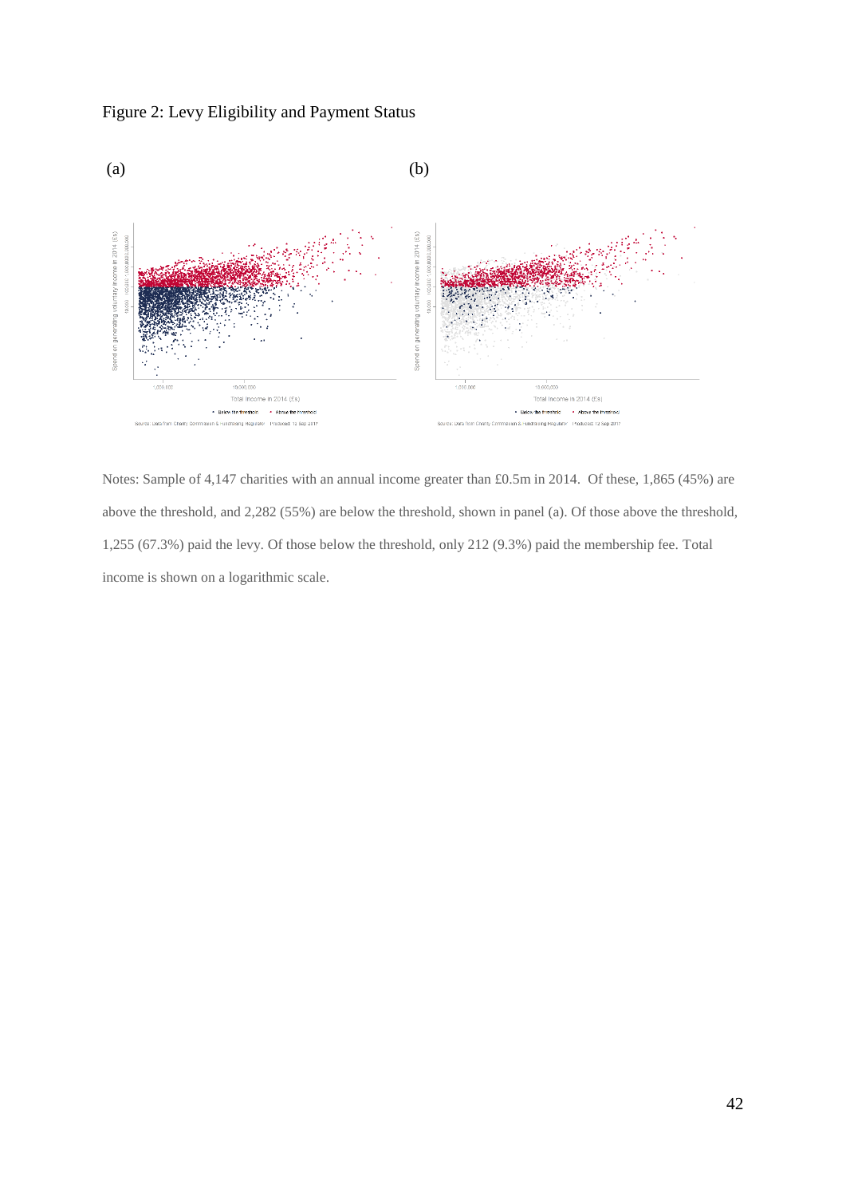Figure 2: Levy Eligibility and Payment Status

(a)

Spend on generating voluntary income in 2014 (£s)

10,000 100,000 1,000,000 10,000,000

1,000,000 10,000,000

Total Income in 2014 (£s)

• Below the threshold • Above the threshold

Source: Data from Charity Commission & Fundraising Regulator | Produced: 12 Sep 2017

(b)

Spend on generating voluntary income in 2014 (£s)

10,000 100,000 1,000,000 10,000,000

1,000,000 10,000,000

Total Income in 2014 (£s)

• Below the threshold • Above the threshold

Source: Data from Charity Commission & Fundraising Regulator | Produced: 12 Sep 2017

Notes: Sample of 4,147 charities with an annual income greater than £0.5m in 2014. Of these, 1,865 (45%) are above the threshold, and 2,282 (55%) are below the threshold, shown in panel (a). Of those above the threshold, 1,255 (67.3%) paid the levy. Of those below the threshold, only 212 (9.3%) paid the membership fee. Total income is shown on a logarithmic scale.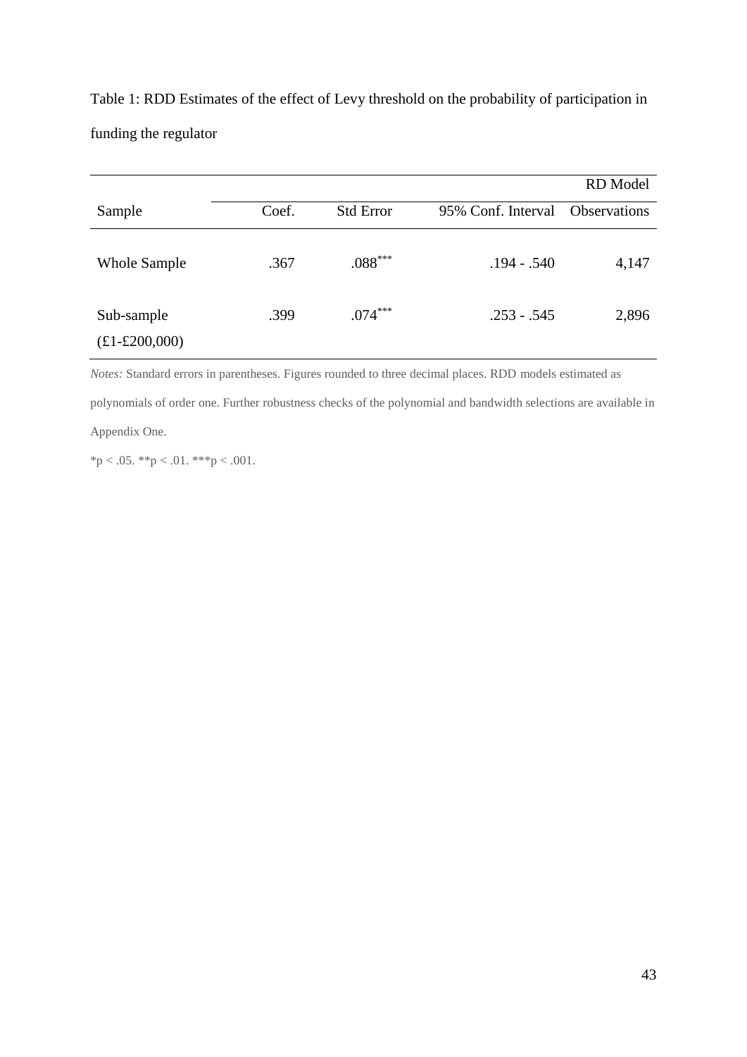Table 1: RDD Estimates of the effect of Levy threshold on the probability of participation in funding the regulator

| | RD Model | | | |
|---|---|---|---|---|
| Sample | Coef. | Std Error | 95% Conf. Interval | Observations |
| Whole Sample | .367 | .088*** | .194 - .540 | 4,147 |
| Sub-sample (£1-£200,000) | .399 | .074*** | .253 - .545 | 2,896 |

*Notes:* Standard errors in parentheses. Figures rounded to three decimal places. RDD models estimated as polynomials of order one. Further robustness checks of the polynomial and bandwidth selections are available in Appendix One.

*p < .05. **p < .01. ***p < .001.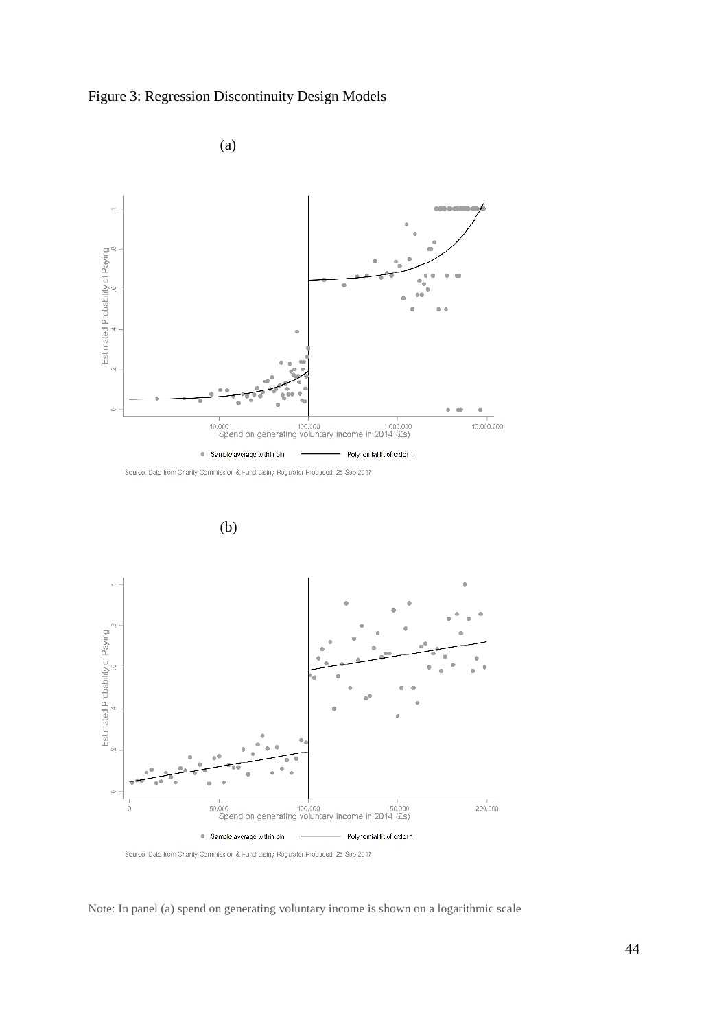Figure 3: Regression Discontinuity Design Models

(a)

Estimated Probability of Paying

0

.2

.4

.6

.8

1

10,000

100,000

1,000,000

10,000,000

Spend on generating voluntary income in 2014 (£s)

Sample average within bin

Polynomial fit of order 1

Source: Data from Charity Commission & Fundraising Regulator Produced: 28 Sep 2017

(b)

Estimated Probability of Paying

0

.2

.4

.6

.8

1

0

50,000

100,000

150,000

200,000

Spend on generating voluntary income in 2014 (£s)

Sample average within bin

Polynomial fit of order 1

Source: Data from Charity Commission & Fundraising Regulator Produced: 28 Sep 2017

Note: In panel (a) spend on generating voluntary income is shown on a logarithmic scale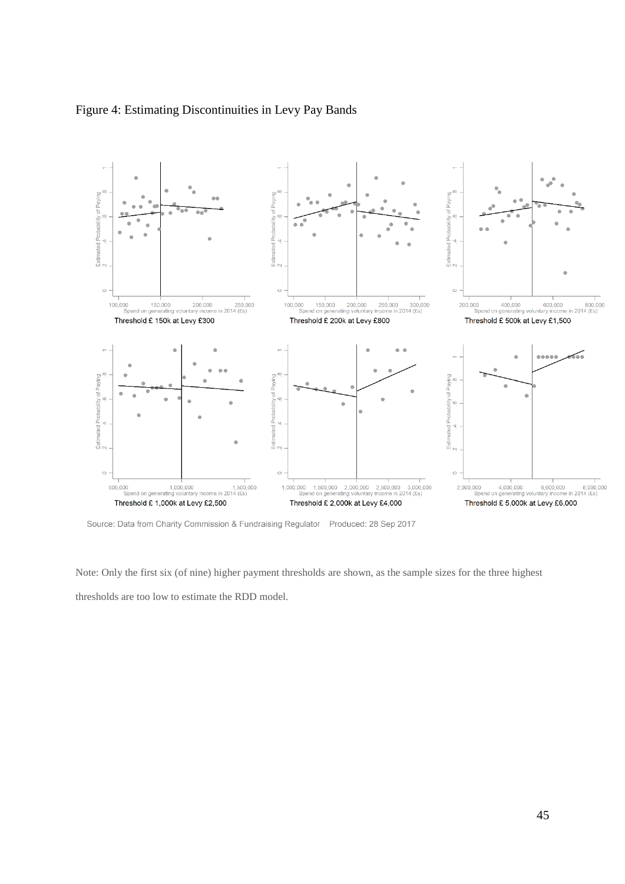Figure 4: Estimating Discontinuities in Levy Pay Bands

Estimated Probability of Paying

Spend on generating voluntary income in 2014 (£s)

Threshold £ 150k at Levy £300

Threshold £ 200k at Levy £800

Threshold £ 500k at Levy £1,500

Threshold £ 1,000k at Levy £2,500

Threshold £ 2,000k at Levy £4,000

Threshold £ 5,000k at Levy £6,000

Source: Data from Charity Commission & Fundraising Regulator Produced: 28 Sep 2017

Note: Only the first six (of nine) higher payment thresholds are shown, as the sample sizes for the three highest thresholds are too low to estimate the RDD model.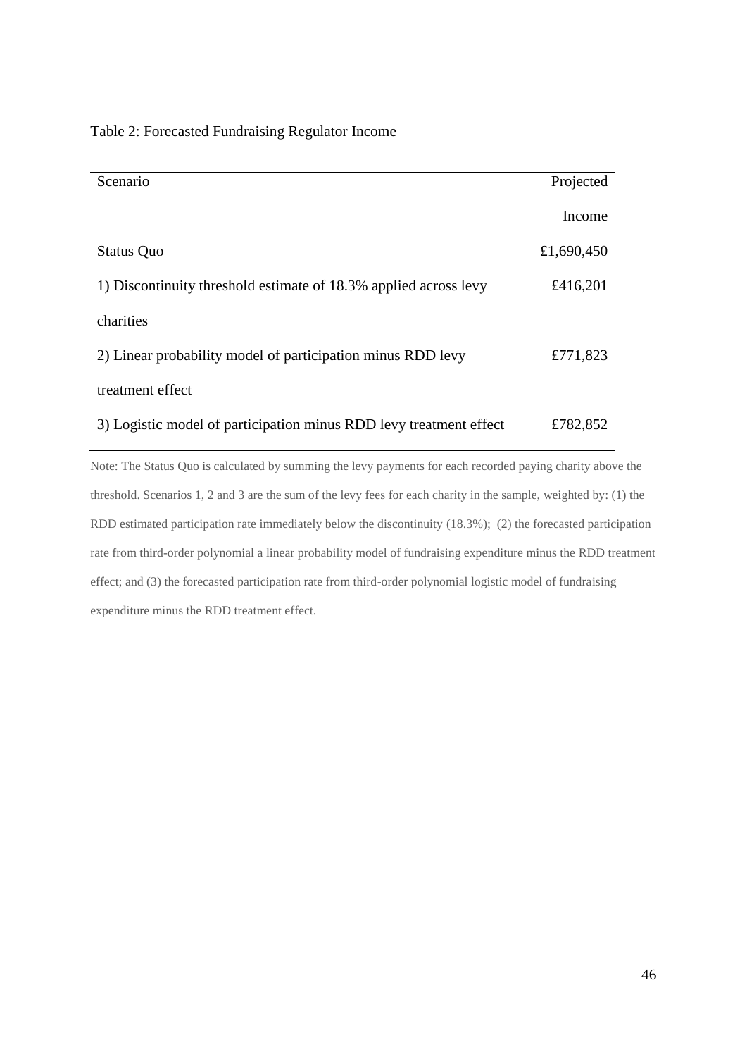Table 2: Forecasted Fundraising Regulator Income

| Scenario | Projected Income |
| --- | --- |
| Status Quo | £1,690,450 |
| 1) Discontinuity threshold estimate of 18.3% applied across levy charities | £416,201 |
| 2) Linear probability model of participation minus RDD levy treatment effect | £771,823 |
| 3) Logistic model of participation minus RDD levy treatment effect | £782,852 |

Note: The Status Quo is calculated by summing the levy payments for each recorded paying charity above the threshold. Scenarios 1, 2 and 3 are the sum of the levy fees for each charity in the sample, weighted by: (1) the RDD estimated participation rate immediately below the discontinuity (18.3%); (2) the forecasted participation rate from third-order polynomial a linear probability model of fundraising expenditure minus the RDD treatment effect; and (3) the forecasted participation rate from third-order polynomial logistic model of fundraising expenditure minus the RDD treatment effect.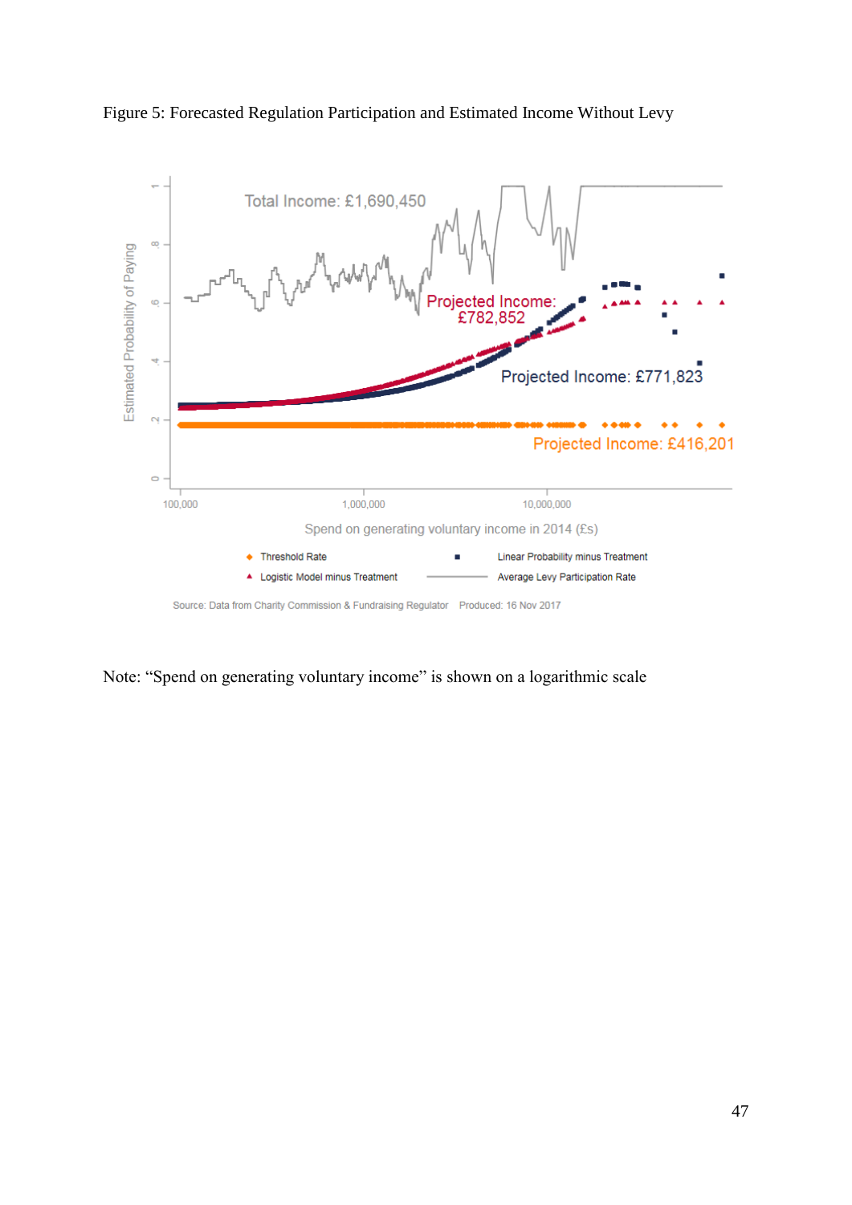Figure 5: Forecasted Regulation Participation and Estimated Income Without Levy

Total Income: £1,690,450

Projected Income: £782,852

Projected Income: £771,823

Projected Income: £416,201

Estimated Probability of Paying

0

.2

.4

.6

.8

1

100,000

1,000,000

10,000,000

Spend on generating voluntary income in 2014 (£s)

Threshold Rate

Linear Probability minus Treatment

Logistic Model minus Treatment

Average Levy Participation Rate

Source: Data from Charity Commission & Fundraising Regulator Produced: 16 Nov 2017

Note: "Spend on generating voluntary income" is shown on a logarithmic scale